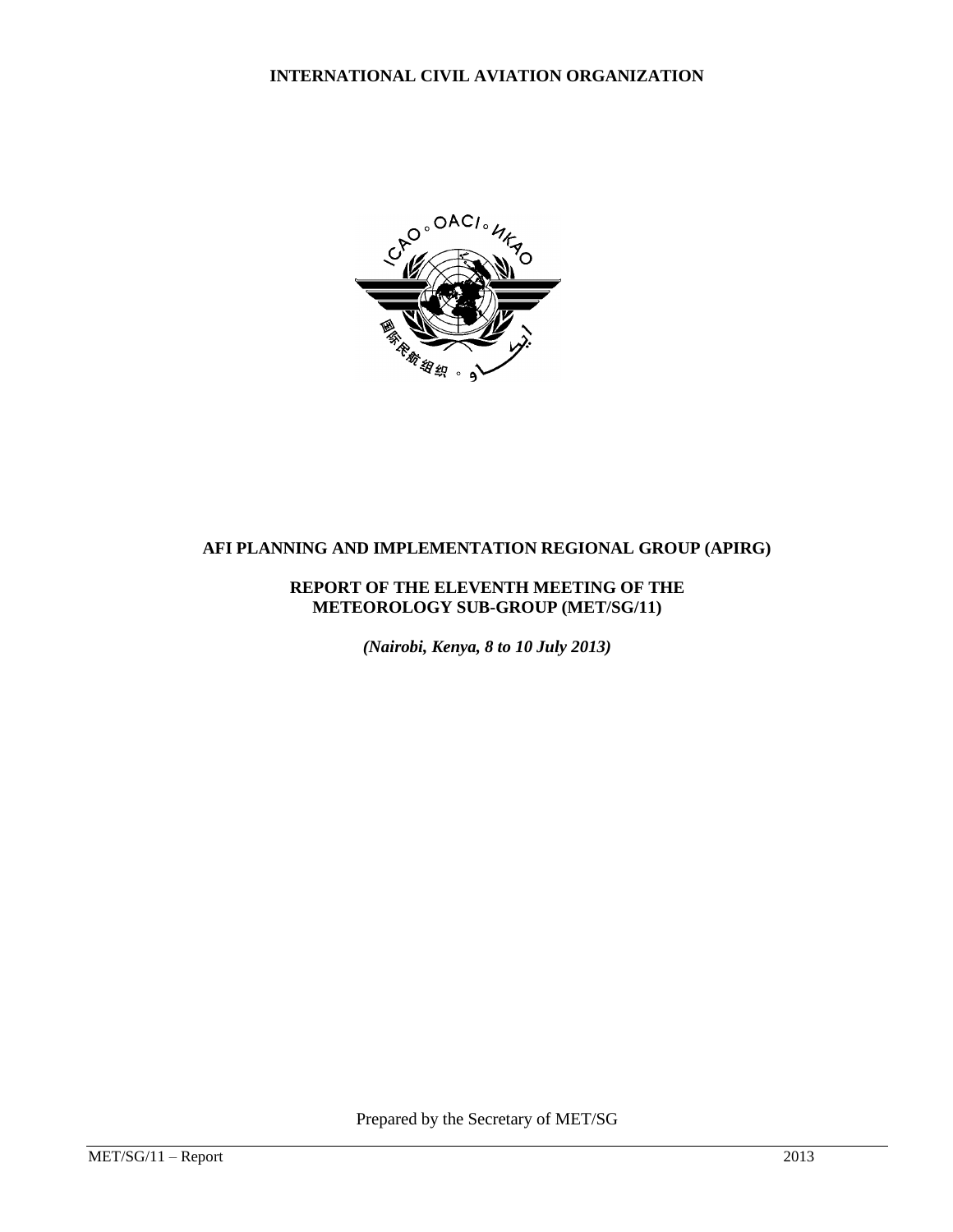**INTERNATIONAL CIVIL AVIATION ORGANIZATION**

# AFI PLANNING AND IMPLEMENTATION REGIONAL GROUP (APIRG)

## REPORT OF THE ELEVENTH MEETING OF THE METEOROLOGY SUB-GROUP (MET/SG/11)

***(Nairobi, Kenya, 8 to 10 July 2013)***

Prepared by the Secretary of MET/SG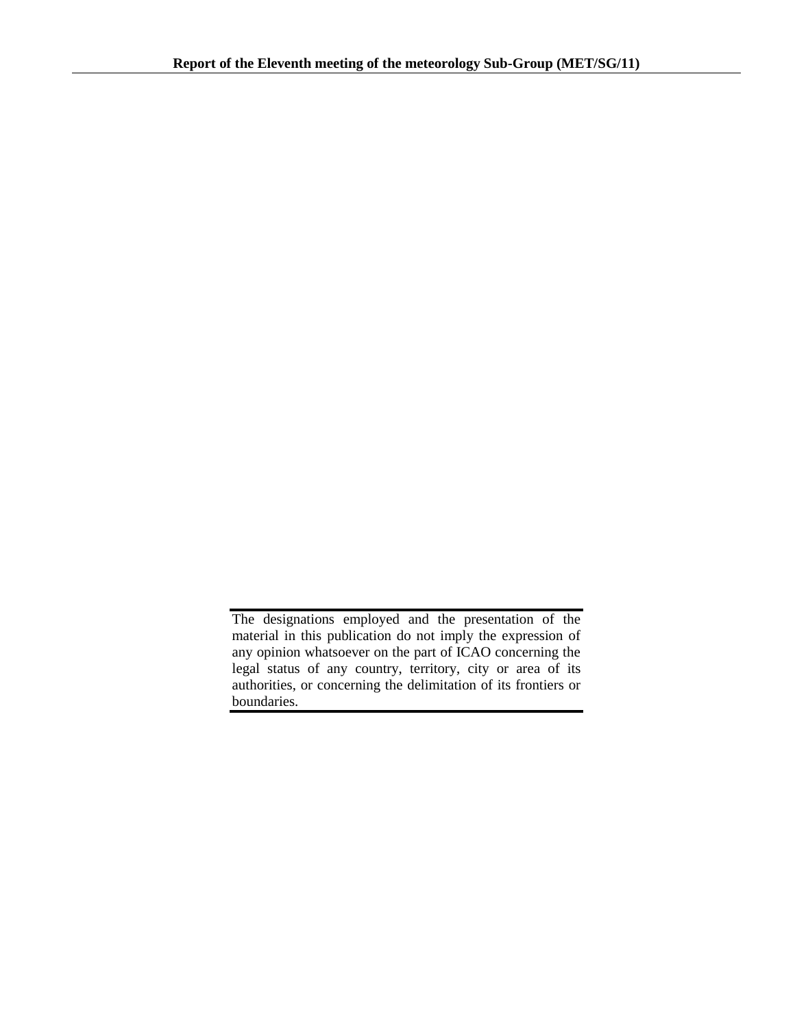The designations employed and the presentation of the material in this publication do not imply the expression of any opinion whatsoever on the part of ICAO concerning the legal status of any country, territory, city or area of its authorities, or concerning the delimitation of its frontiers or boundaries.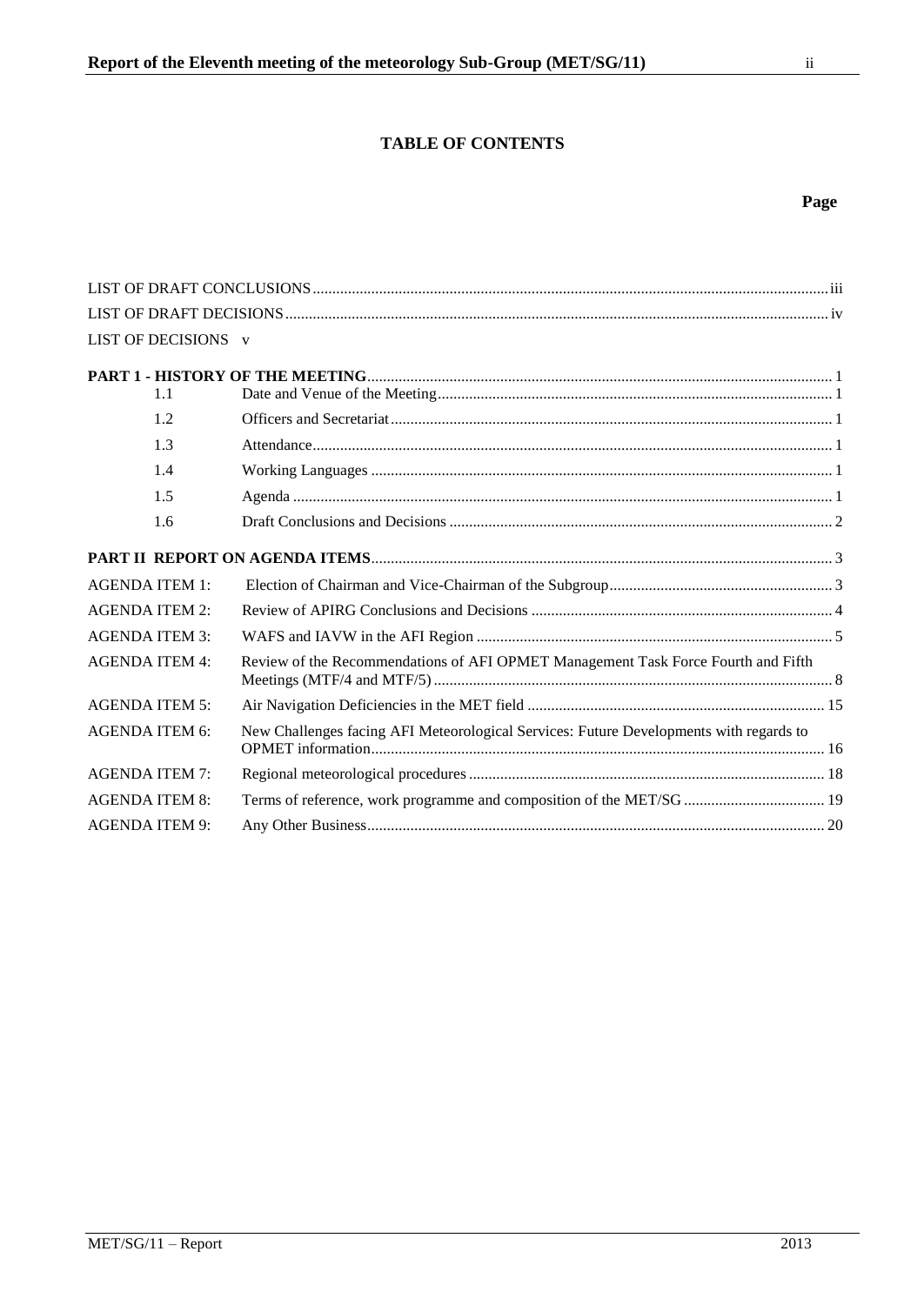**TABLE OF CONTENTS**

**Page**

| | | |
|---|---|---|
| LIST OF DRAFT CONCLUSIONS | | iii |
| LIST OF DRAFT DECISIONS | | iv |
| LIST OF DECISIONS | | v |
| **PART 1 - HISTORY OF THE MEETING** | | 1 |
| 1.1 | Date and Venue of the Meeting | 1 |
| 1.2 | Officers and Secretariat | 1 |
| 1.3 | Attendance | 1 |
| 1.4 | Working Languages | 1 |
| 1.5 | Agenda | 1 |
| 1.6 | Draft Conclusions and Decisions | 2 |
| **PART II REPORT ON AGENDA ITEMS** | | 3 |
| AGENDA ITEM 1: | Election of Chairman and Vice-Chairman of the Subgroup | 3 |
| AGENDA ITEM 2: | Review of APIRG Conclusions and Decisions | 4 |
| AGENDA ITEM 3: | WAFS and IAVW in the AFI Region | 5 |
| AGENDA ITEM 4: | Review of the Recommendations of AFI OPMET Management Task Force Fourth and Fifth Meetings (MTF/4 and MTF/5) | 8 |
| AGENDA ITEM 5: | Air Navigation Deficiencies in the MET field | 15 |
| AGENDA ITEM 6: | New Challenges facing AFI Meteorological Services: Future Developments with regards to OPMET information | 16 |
| AGENDA ITEM 7: | Regional meteorological procedures | 18 |
| AGENDA ITEM 8: | Terms of reference, work programme and composition of the MET/SG | 19 |
| AGENDA ITEM 9: | Any Other Business | 20 |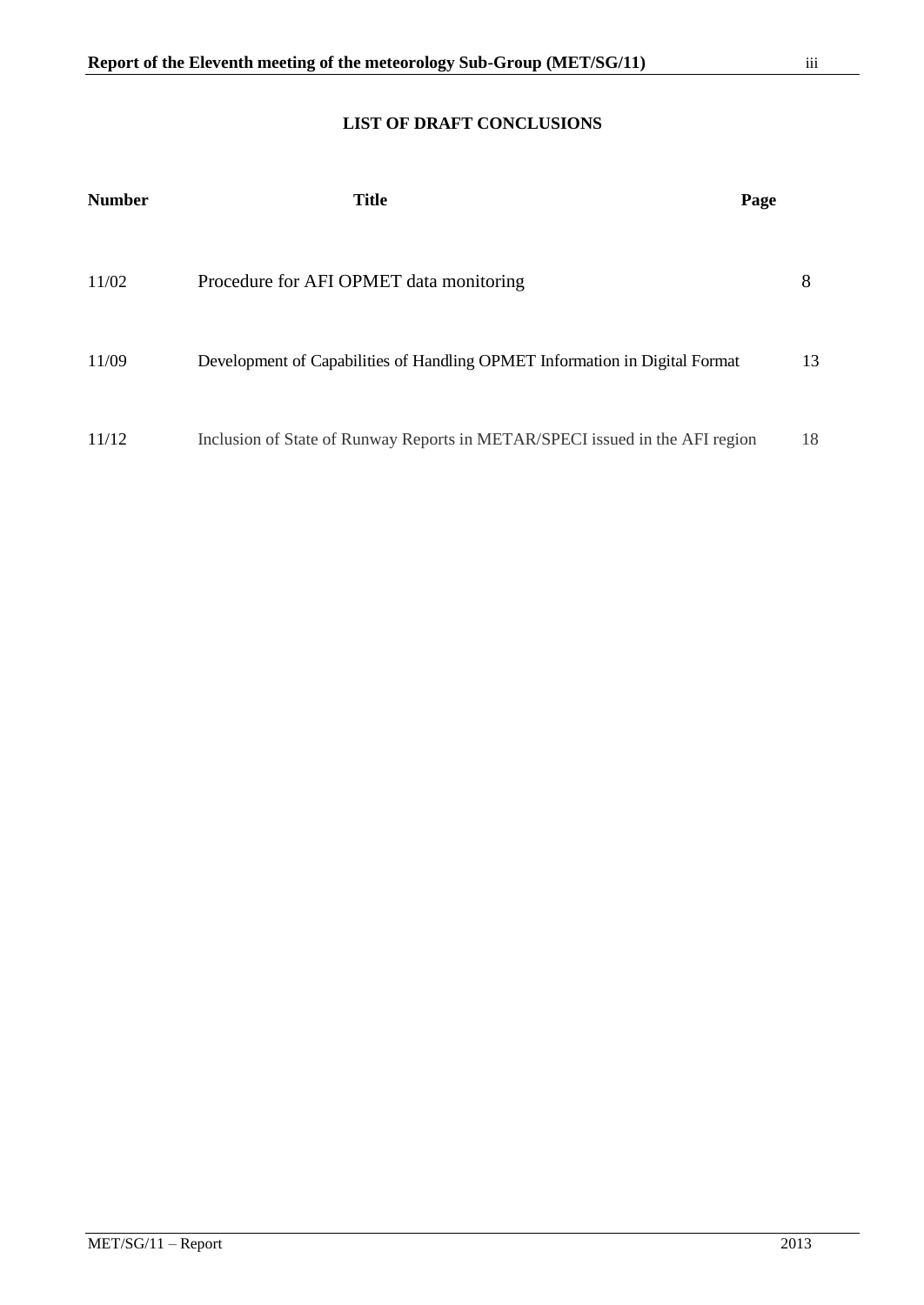## LIST OF DRAFT CONCLUSIONS

| Number | Title | Page |
|---|---|---|
| 11/02 | Procedure for AFI OPMET data monitoring | 8 |
| 11/09 | Development of Capabilities of Handling OPMET Information in Digital Format | 13 |
| 11/12 | Inclusion of State of Runway Reports in METAR/SPECI issued in the AFI region | 18 |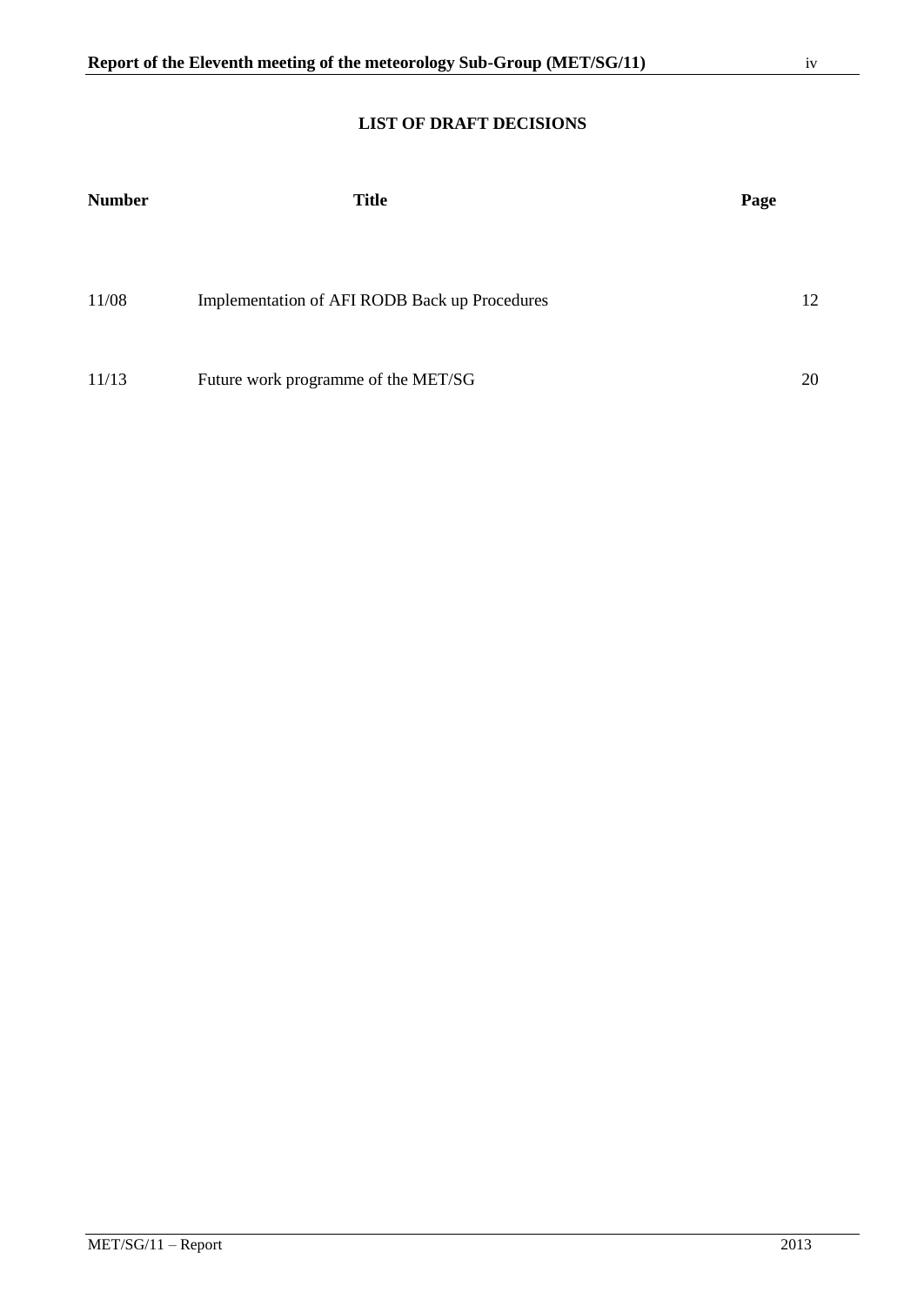**LIST OF DRAFT DECISIONS**

| Number | Title | Page |
| --- | --- | --- |
| 11/08 | Implementation of AFI RODB Back up Procedures | 12 |
| 11/13 | Future work programme of the MET/SG | 20 |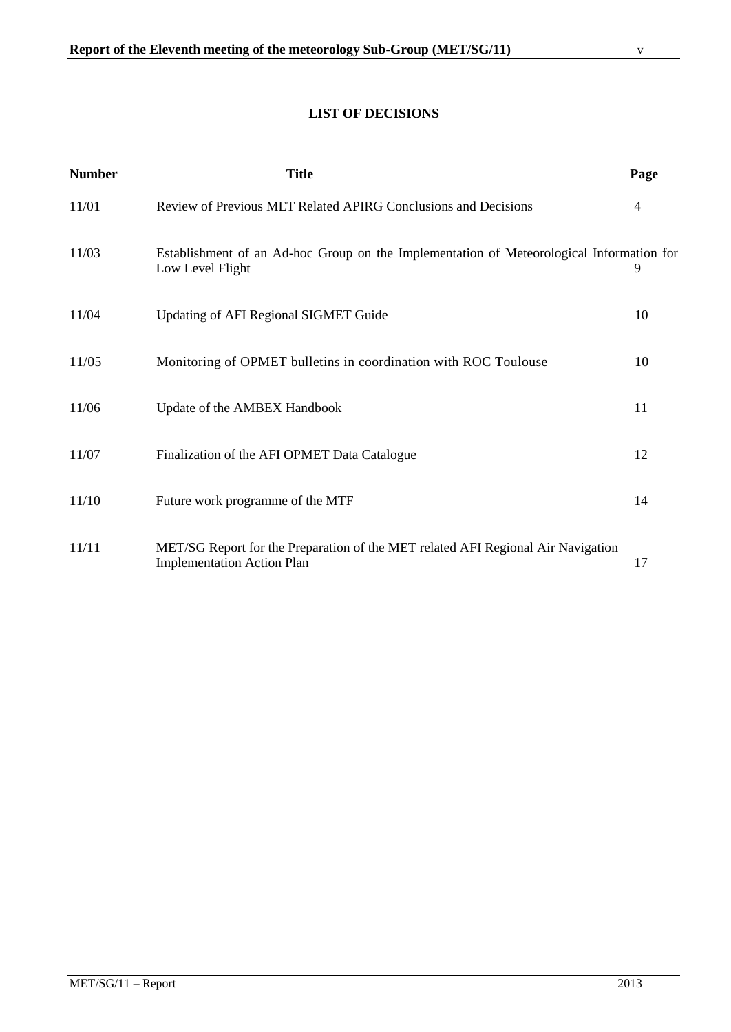## LIST OF DECISIONS

| Number | Title | Page |
|---|---|---|
| 11/01 | Review of Previous MET Related APIRG Conclusions and Decisions | 4 |
| 11/03 | Establishment of an Ad-hoc Group on the Implementation of Meteorological Information for Low Level Flight | 9 |
| 11/04 | Updating of AFI Regional SIGMET Guide | 10 |
| 11/05 | Monitoring of OPMET bulletins in coordination with ROC Toulouse | 10 |
| 11/06 | Update of the AMBEX Handbook | 11 |
| 11/07 | Finalization of the AFI OPMET Data Catalogue | 12 |
| 11/10 | Future work programme of the MTF | 14 |
| 11/11 | MET/SG Report for the Preparation of the MET related AFI Regional Air Navigation Implementation Action Plan | 17 |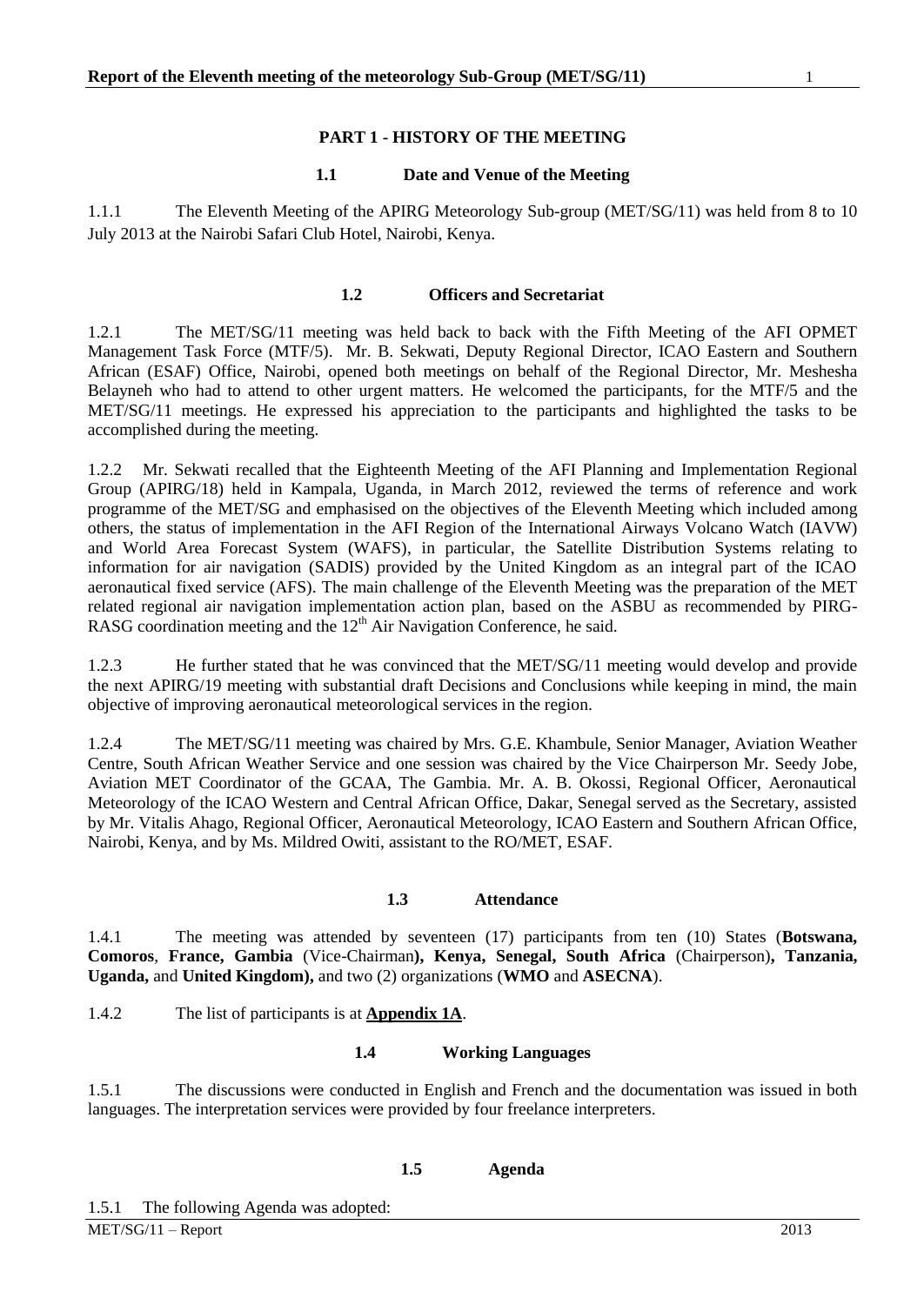## PART 1 - HISTORY OF THE MEETING

### 1.1 Date and Venue of the Meeting

1.1.1 The Eleventh Meeting of the APIRG Meteorology Sub-group (MET/SG/11) was held from 8 to 10 July 2013 at the Nairobi Safari Club Hotel, Nairobi, Kenya.

### 1.2 Officers and Secretariat

1.2.1 The MET/SG/11 meeting was held back to back with the Fifth Meeting of the AFI OPMET Management Task Force (MTF/5). Mr. B. Sekwati, Deputy Regional Director, ICAO Eastern and Southern African (ESAF) Office, Nairobi, opened both meetings on behalf of the Regional Director, Mr. Meshesha Belayneh who had to attend to other urgent matters. He welcomed the participants, for the MTF/5 and the MET/SG/11 meetings. He expressed his appreciation to the participants and highlighted the tasks to be accomplished during the meeting.

1.2.2 Mr. Sekwati recalled that the Eighteenth Meeting of the AFI Planning and Implementation Regional Group (APIRG/18) held in Kampala, Uganda, in March 2012, reviewed the terms of reference and work programme of the MET/SG and emphasised on the objectives of the Eleventh Meeting which included among others, the status of implementation in the AFI Region of the International Airways Volcano Watch (IAVW) and World Area Forecast System (WAFS), in particular, the Satellite Distribution Systems relating to information for air navigation (SADIS) provided by the United Kingdom as an integral part of the ICAO aeronautical fixed service (AFS). The main challenge of the Eleventh Meeting was the preparation of the MET related regional air navigation implementation action plan, based on the ASBU as recommended by PIRG-RASG coordination meeting and the 12th Air Navigation Conference, he said.

1.2.3 He further stated that he was convinced that the MET/SG/11 meeting would develop and provide the next APIRG/19 meeting with substantial draft Decisions and Conclusions while keeping in mind, the main objective of improving aeronautical meteorological services in the region.

1.2.4 The MET/SG/11 meeting was chaired by Mrs. G.E. Khambule, Senior Manager, Aviation Weather Centre, South African Weather Service and one session was chaired by the Vice Chairperson Mr. Seedy Jobe, Aviation MET Coordinator of the GCAA, The Gambia. Mr. A. B. Okossi, Regional Officer, Aeronautical Meteorology of the ICAO Western and Central African Office, Dakar, Senegal served as the Secretary, assisted by Mr. Vitalis Ahago, Regional Officer, Aeronautical Meteorology, ICAO Eastern and Southern African Office, Nairobi, Kenya, and by Ms. Mildred Owiti, assistant to the RO/MET, ESAF.

### 1.3 Attendance

1.4.1 The meeting was attended by seventeen (17) participants from ten (10) States (**Botswana, Comoros**, **France, Gambia** (Vice-Chairman**), Kenya, Senegal, South Africa** (Chairperson)**, Tanzania, Uganda,** and **United Kingdom),** and two (2) organizations (**WMO** and **ASECNA**).

1.4.2 The list of participants is at **Appendix 1A**.

### 1.4 Working Languages

1.5.1 The discussions were conducted in English and French and the documentation was issued in both languages. The interpretation services were provided by four freelance interpreters.

### 1.5 Agenda

1.5.1 The following Agenda was adopted: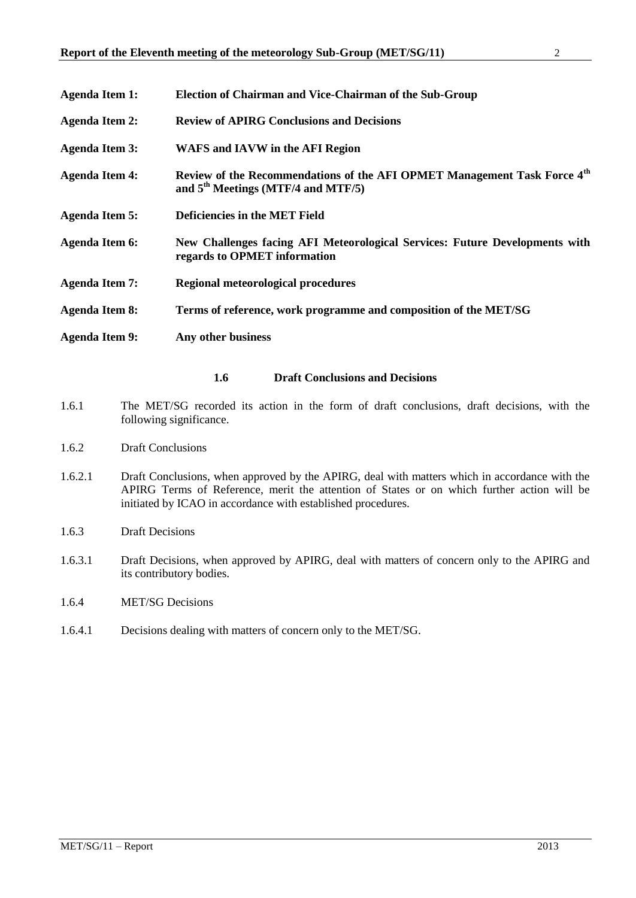**Agenda Item 1:** **Election of Chairman and Vice-Chairman of the Sub-Group**

**Agenda Item 2:** **Review of APIRG Conclusions and Decisions**

**Agenda Item 3:** **WAFS and IAVW in the AFI Region**

**Agenda Item 4:** **Review of the Recommendations of the AFI OPMET Management Task Force 4th and 5th Meetings (MTF/4 and MTF/5)**

**Agenda Item 5:** **Deficiencies in the MET Field**

**Agenda Item 6:** **New Challenges facing AFI Meteorological Services: Future Developments with regards to OPMET information**

**Agenda Item 7:** **Regional meteorological procedures**

**Agenda Item 8:** **Terms of reference, work programme and composition of the MET/SG**

**Agenda Item 9:** **Any other business**

### 1.6 Draft Conclusions and Decisions

1.6.1 The MET/SG recorded its action in the form of draft conclusions, draft decisions, with the following significance.

1.6.2 Draft Conclusions

1.6.2.1 Draft Conclusions, when approved by the APIRG, deal with matters which in accordance with the APIRG Terms of Reference, merit the attention of States or on which further action will be initiated by ICAO in accordance with established procedures.

1.6.3 Draft Decisions

1.6.3.1 Draft Decisions, when approved by APIRG, deal with matters of concern only to the APIRG and its contributory bodies.

1.6.4 MET/SG Decisions

1.6.4.1 Decisions dealing with matters of concern only to the MET/SG.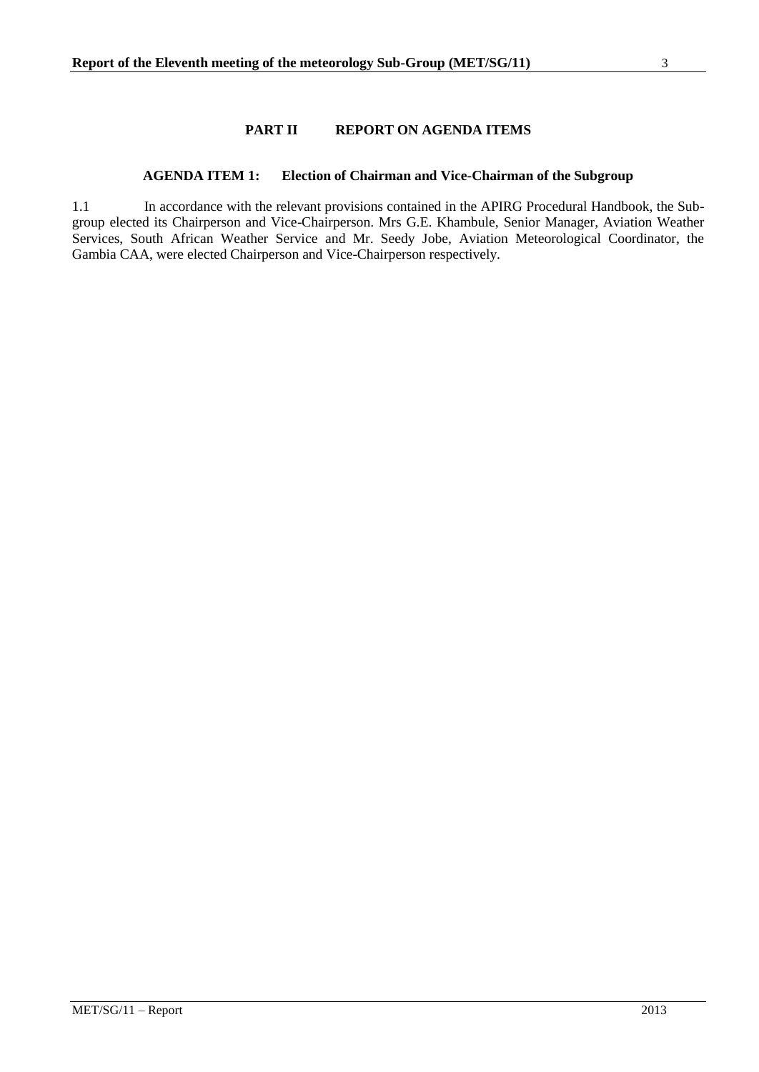# PART II REPORT ON AGENDA ITEMS

## AGENDA ITEM 1: Election of Chairman and Vice-Chairman of the Subgroup

1.1 In accordance with the relevant provisions contained in the APIRG Procedural Handbook, the Sub-group elected its Chairperson and Vice-Chairperson. Mrs G.E. Khambule, Senior Manager, Aviation Weather Services, South African Weather Service and Mr. Seedy Jobe, Aviation Meteorological Coordinator, the Gambia CAA, were elected Chairperson and Vice-Chairperson respectively.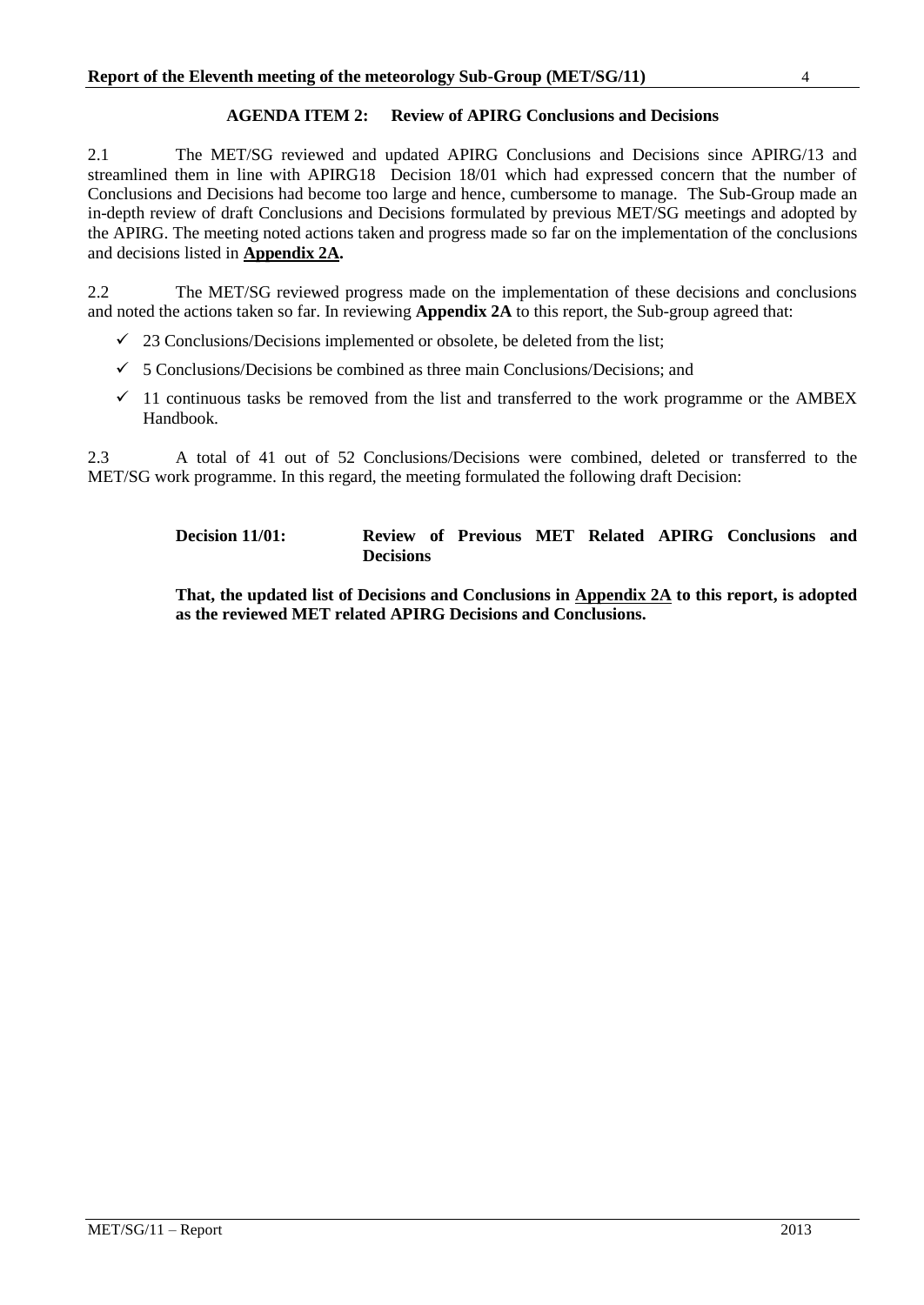## AGENDA ITEM 2: Review of APIRG Conclusions and Decisions

2.1 The MET/SG reviewed and updated APIRG Conclusions and Decisions since APIRG/13 and streamlined them in line with APIRG18 Decision 18/01 which had expressed concern that the number of Conclusions and Decisions had become too large and hence, cumbersome to manage. The Sub-Group made an in-depth review of draft Conclusions and Decisions formulated by previous MET/SG meetings and adopted by the APIRG. The meeting noted actions taken and progress made so far on the implementation of the conclusions and decisions listed in **Appendix 2A.**

2.2 The MET/SG reviewed progress made on the implementation of these decisions and conclusions and noted the actions taken so far. In reviewing **Appendix 2A** to this report, the Sub-group agreed that:

- ✓ 23 Conclusions/Decisions implemented or obsolete, be deleted from the list;
- ✓ 5 Conclusions/Decisions be combined as three main Conclusions/Decisions; and
- ✓ 11 continuous tasks be removed from the list and transferred to the work programme or the AMBEX Handbook.

2.3 A total of 41 out of 52 Conclusions/Decisions were combined, deleted or transferred to the MET/SG work programme. In this regard, the meeting formulated the following draft Decision:

> **Decision 11/01: Review of Previous MET Related APIRG Conclusions and Decisions**
>
> **That, the updated list of Decisions and Conclusions in Appendix 2A to this report, is adopted as the reviewed MET related APIRG Decisions and Conclusions.**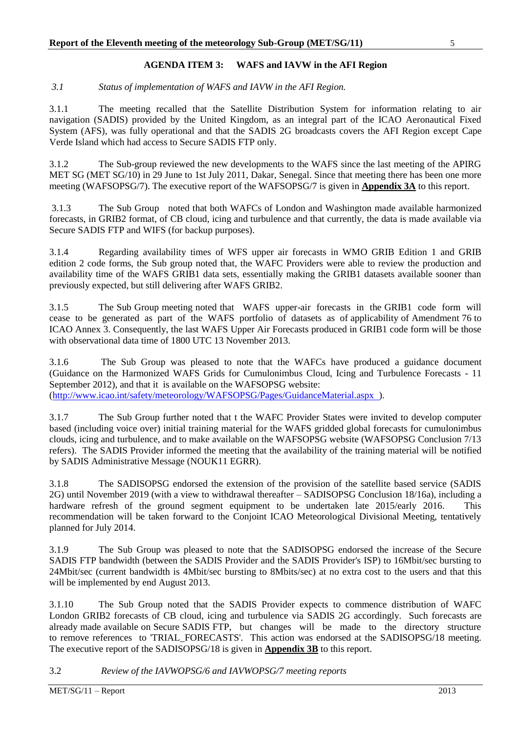## AGENDA ITEM 3: WAFS and IAVW in the AFI Region

*3.1 Status of implementation of WAFS and IAVW in the AFI Region.*

3.1.1 The meeting recalled that the Satellite Distribution System for information relating to air navigation (SADIS) provided by the United Kingdom, as an integral part of the ICAO Aeronautical Fixed System (AFS), was fully operational and that the SADIS 2G broadcasts covers the AFI Region except Cape Verde Island which had access to Secure SADIS FTP only.

3.1.2 The Sub-group reviewed the new developments to the WAFS since the last meeting of the APIRG MET SG (MET SG/10) in 29 June to 1st July 2011, Dakar, Senegal. Since that meeting there has been one more meeting (WAFSOPSG/7). The executive report of the WAFSOPSG/7 is given in **Appendix 3A** to this report.

3.1.3 The Sub Group noted that both WAFCs of London and Washington made available harmonized forecasts, in GRIB2 format, of CB cloud, icing and turbulence and that currently, the data is made available via Secure SADIS FTP and WIFS (for backup purposes).

3.1.4 Regarding availability times of WFS upper air forecasts in WMO GRIB Edition 1 and GRIB edition 2 code forms, the Sub group noted that, the WAFC Providers were able to review the production and availability time of the WAFS GRIB1 data sets, essentially making the GRIB1 datasets available sooner than previously expected, but still delivering after WAFS GRIB2.

3.1.5 The Sub Group meeting noted that WAFS upper-air forecasts in the GRIB1 code form will cease to be generated as part of the WAFS portfolio of datasets as of applicability of Amendment 76 to ICAO Annex 3. Consequently, the last WAFS Upper Air Forecasts produced in GRIB1 code form will be those with observational data time of 1800 UTC 13 November 2013.

3.1.6 The Sub Group was pleased to note that the WAFCs have produced a guidance document (Guidance on the Harmonized WAFS Grids for Cumulonimbus Cloud, Icing and Turbulence Forecasts - 11 September 2012), and that it is available on the WAFSOPSG website:
(http://www.icao.int/safety/meteorology/WAFSOPSG/Pages/GuidanceMaterial.aspx ).

3.1.7 The Sub Group further noted that t the WAFC Provider States were invited to develop computer based (including voice over) initial training material for the WAFS gridded global forecasts for cumulonimbus clouds, icing and turbulence, and to make available on the WAFSOPSG website (WAFSOPSG Conclusion 7/13 refers). The SADIS Provider informed the meeting that the availability of the training material will be notified by SADIS Administrative Message (NOUK11 EGRR).

3.1.8 The SADISOPSG endorsed the extension of the provision of the satellite based service (SADIS 2G) until November 2019 (with a view to withdrawal thereafter – SADISOPSG Conclusion 18/16a), including a hardware refresh of the ground segment equipment to be undertaken late 2015/early 2016. This recommendation will be taken forward to the Conjoint ICAO Meteorological Divisional Meeting, tentatively planned for July 2014.

3.1.9 The Sub Group was pleased to note that the SADISOPSG endorsed the increase of the Secure SADIS FTP bandwidth (between the SADIS Provider and the SADIS Provider's ISP) to 16Mbit/sec bursting to 24Mbit/sec (current bandwidth is 4Mbit/sec bursting to 8Mbits/sec) at no extra cost to the users and that this will be implemented by end August 2013.

3.1.10 The Sub Group noted that the SADIS Provider expects to commence distribution of WAFC London GRIB2 forecasts of CB cloud, icing and turbulence via SADIS 2G accordingly. Such forecasts are already made available on Secure SADIS FTP, but changes will be made to the directory structure to remove references to 'TRIAL_FORECASTS'. This action was endorsed at the SADISOPSG/18 meeting. The executive report of the SADISOPSG/18 is given in **Appendix 3B** to this report.

3.2 *Review of the IAVWOPSG/6 and IAVWOPSG/7 meeting reports*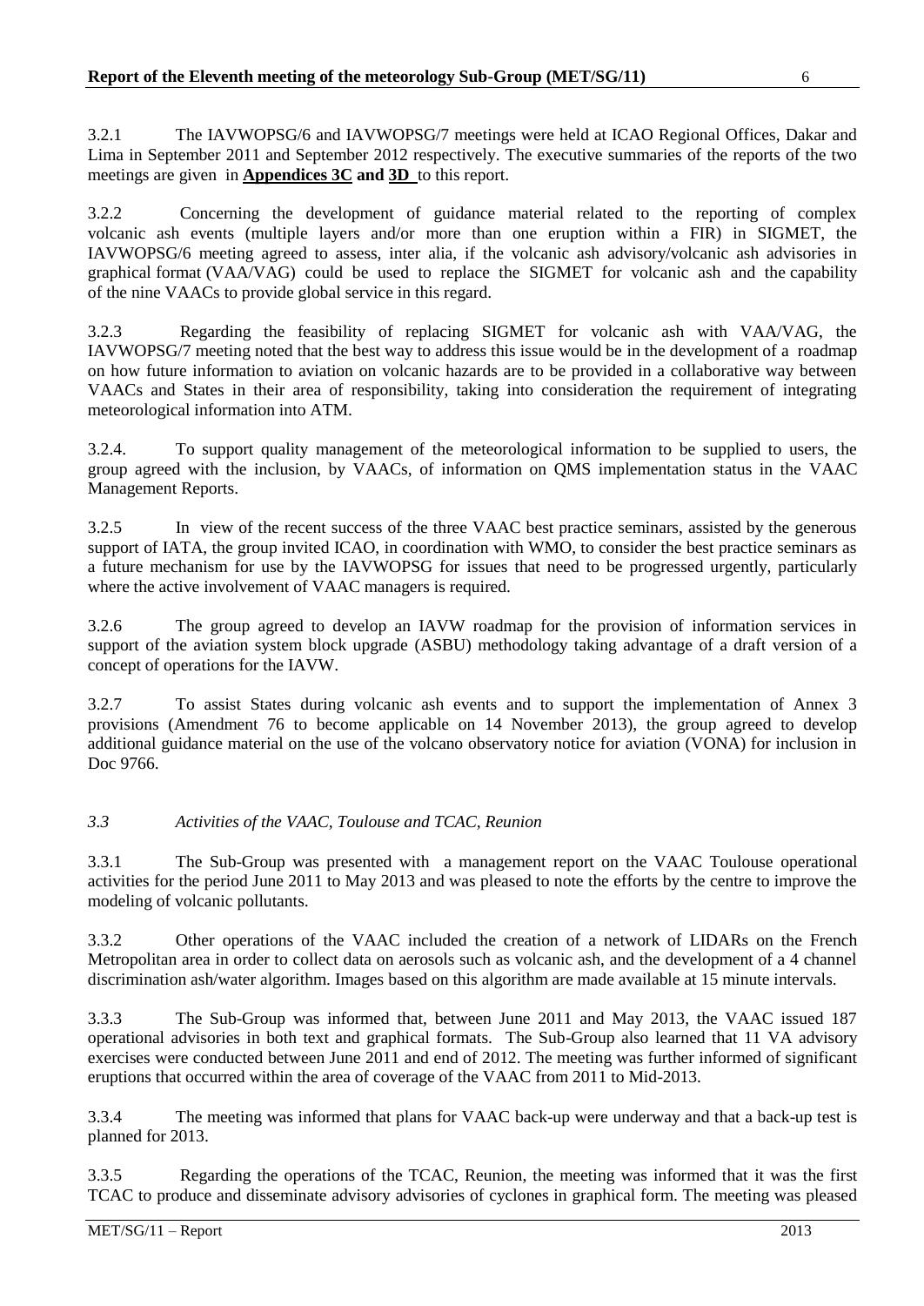3.2.1 The IAVWOPSG/6 and IAVWOPSG/7 meetings were held at ICAO Regional Offices, Dakar and Lima in September 2011 and September 2012 respectively. The executive summaries of the reports of the two meetings are given in **Appendices 3C and 3D** to this report.

3.2.2 Concerning the development of guidance material related to the reporting of complex volcanic ash events (multiple layers and/or more than one eruption within a FIR) in SIGMET, the IAVWOPSG/6 meeting agreed to assess, inter alia, if the volcanic ash advisory/volcanic ash advisories in graphical format (VAA/VAG) could be used to replace the SIGMET for volcanic ash and the capability of the nine VAACs to provide global service in this regard.

3.2.3 Regarding the feasibility of replacing SIGMET for volcanic ash with VAA/VAG, the IAVWOPSG/7 meeting noted that the best way to address this issue would be in the development of a roadmap on how future information to aviation on volcanic hazards are to be provided in a collaborative way between VAACs and States in their area of responsibility, taking into consideration the requirement of integrating meteorological information into ATM.

3.2.4. To support quality management of the meteorological information to be supplied to users, the group agreed with the inclusion, by VAACs, of information on QMS implementation status in the VAAC Management Reports.

3.2.5 In view of the recent success of the three VAAC best practice seminars, assisted by the generous support of IATA, the group invited ICAO, in coordination with WMO, to consider the best practice seminars as a future mechanism for use by the IAVWOPSG for issues that need to be progressed urgently, particularly where the active involvement of VAAC managers is required.

3.2.6 The group agreed to develop an IAVW roadmap for the provision of information services in support of the aviation system block upgrade (ASBU) methodology taking advantage of a draft version of a concept of operations for the IAVW.

3.2.7 To assist States during volcanic ash events and to support the implementation of Annex 3 provisions (Amendment 76 to become applicable on 14 November 2013), the group agreed to develop additional guidance material on the use of the volcano observatory notice for aviation (VONA) for inclusion in Doc 9766.

### *3.3 Activities of the VAAC, Toulouse and TCAC, Reunion*

3.3.1 The Sub-Group was presented with a management report on the VAAC Toulouse operational activities for the period June 2011 to May 2013 and was pleased to note the efforts by the centre to improve the modeling of volcanic pollutants.

3.3.2 Other operations of the VAAC included the creation of a network of LIDARs on the French Metropolitan area in order to collect data on aerosols such as volcanic ash, and the development of a 4 channel discrimination ash/water algorithm. Images based on this algorithm are made available at 15 minute intervals.

3.3.3 The Sub-Group was informed that, between June 2011 and May 2013, the VAAC issued 187 operational advisories in both text and graphical formats. The Sub-Group also learned that 11 VA advisory exercises were conducted between June 2011 and end of 2012. The meeting was further informed of significant eruptions that occurred within the area of coverage of the VAAC from 2011 to Mid-2013.

3.3.4 The meeting was informed that plans for VAAC back-up were underway and that a back-up test is planned for 2013.

3.3.5 Regarding the operations of the TCAC, Reunion, the meeting was informed that it was the first TCAC to produce and disseminate advisory advisories of cyclones in graphical form. The meeting was pleased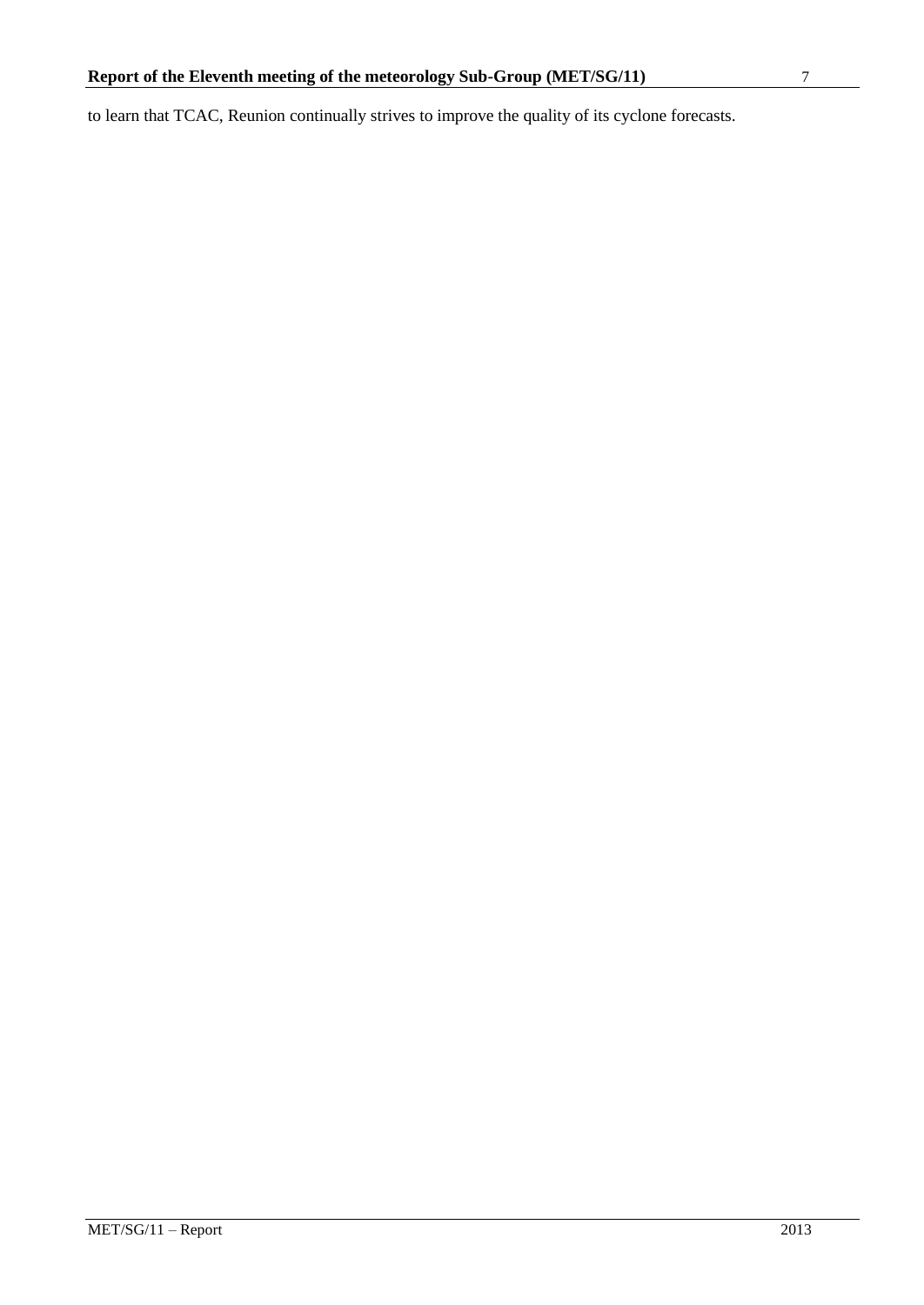to learn that TCAC, Reunion continually strives to improve the quality of its cyclone forecasts.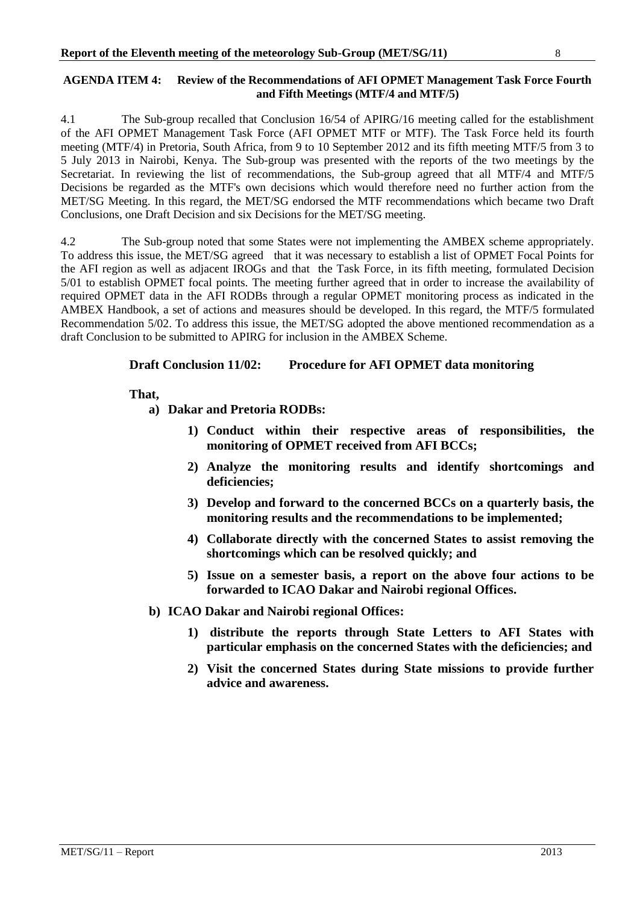**AGENDA ITEM 4: Review of the Recommendations of AFI OPMET Management Task Force Fourth and Fifth Meetings (MTF/4 and MTF/5)**

4.1 The Sub-group recalled that Conclusion 16/54 of APIRG/16 meeting called for the establishment of the AFI OPMET Management Task Force (AFI OPMET MTF or MTF). The Task Force held its fourth meeting (MTF/4) in Pretoria, South Africa, from 9 to 10 September 2012 and its fifth meeting MTF/5 from 3 to 5 July 2013 in Nairobi, Kenya. The Sub-group was presented with the reports of the two meetings by the Secretariat. In reviewing the list of recommendations, the Sub-group agreed that all MTF/4 and MTF/5 Decisions be regarded as the MTF's own decisions which would therefore need no further action from the MET/SG Meeting. In this regard, the MET/SG endorsed the MTF recommendations which became two Draft Conclusions, one Draft Decision and six Decisions for the MET/SG meeting.

4.2 The Sub-group noted that some States were not implementing the AMBEX scheme appropriately. To address this issue, the MET/SG agreed that it was necessary to establish a list of OPMET Focal Points for the AFI region as well as adjacent IROGs and that the Task Force, in its fifth meeting, formulated Decision 5/01 to establish OPMET focal points. The meeting further agreed that in order to increase the availability of required OPMET data in the AFI RODBs through a regular OPMET monitoring process as indicated in the AMBEX Handbook, a set of actions and measures should be developed. In this regard, the MTF/5 formulated Recommendation 5/02. To address this issue, the MET/SG adopted the above mentioned recommendation as a draft Conclusion to be submitted to APIRG for inclusion in the AMBEX Scheme.

**Draft Conclusion 11/02: Procedure for AFI OPMET data monitoring**

**That,**

**a) Dakar and Pretoria RODBs:**

**1) Conduct within their respective areas of responsibilities, the monitoring of OPMET received from AFI BCCs;**

**2) Analyze the monitoring results and identify shortcomings and deficiencies;**

**3) Develop and forward to the concerned BCCs on a quarterly basis, the monitoring results and the recommendations to be implemented;**

**4) Collaborate directly with the concerned States to assist removing the shortcomings which can be resolved quickly; and**

**5) Issue on a semester basis, a report on the above four actions to be forwarded to ICAO Dakar and Nairobi regional Offices.**

**b) ICAO Dakar and Nairobi regional Offices:**

**1) distribute the reports through State Letters to AFI States with particular emphasis on the concerned States with the deficiencies; and**

**2) Visit the concerned States during State missions to provide further advice and awareness.**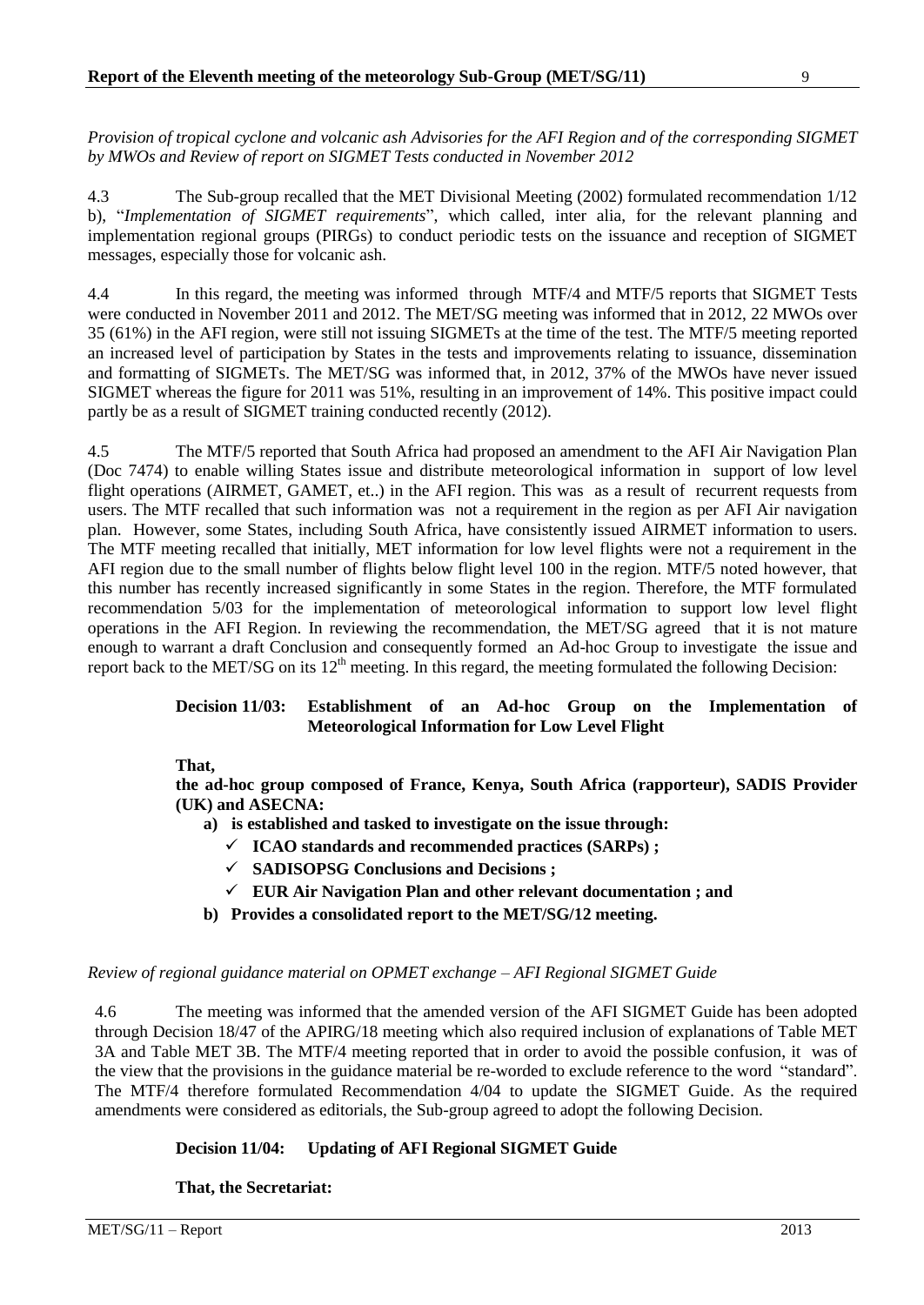*Provision of tropical cyclone and volcanic ash Advisories for the AFI Region and of the corresponding SIGMET by MWOs and Review of report on SIGMET Tests conducted in November 2012*

4.3 The Sub-group recalled that the MET Divisional Meeting (2002) formulated recommendation 1/12 b), "*Implementation of SIGMET requirements*", which called, inter alia, for the relevant planning and implementation regional groups (PIRGs) to conduct periodic tests on the issuance and reception of SIGMET messages, especially those for volcanic ash.

4.4 In this regard, the meeting was informed through MTF/4 and MTF/5 reports that SIGMET Tests were conducted in November 2011 and 2012. The MET/SG meeting was informed that in 2012, 22 MWOs over 35 (61%) in the AFI region, were still not issuing SIGMETs at the time of the test. The MTF/5 meeting reported an increased level of participation by States in the tests and improvements relating to issuance, dissemination and formatting of SIGMETs. The MET/SG was informed that, in 2012, 37% of the MWOs have never issued SIGMET whereas the figure for 2011 was 51%, resulting in an improvement of 14%. This positive impact could partly be as a result of SIGMET training conducted recently (2012).

4.5 The MTF/5 reported that South Africa had proposed an amendment to the AFI Air Navigation Plan (Doc 7474) to enable willing States issue and distribute meteorological information in support of low level flight operations (AIRMET, GAMET, et..) in the AFI region. This was as a result of recurrent requests from users. The MTF recalled that such information was not a requirement in the region as per AFI Air navigation plan. However, some States, including South Africa, have consistently issued AIRMET information to users. The MTF meeting recalled that initially, MET information for low level flights were not a requirement in the AFI region due to the small number of flights below flight level 100 in the region. MTF/5 noted however, that this number has recently increased significantly in some States in the region. Therefore, the MTF formulated recommendation 5/03 for the implementation of meteorological information to support low level flight operations in the AFI Region. In reviewing the recommendation, the MET/SG agreed that it is not mature enough to warrant a draft Conclusion and consequently formed an Ad-hoc Group to investigate the issue and report back to the MET/SG on its 12th meeting. In this regard, the meeting formulated the following Decision:

**Decision 11/03: Establishment of an Ad-hoc Group on the Implementation of Meteorological Information for Low Level Flight**

**That,**

**the ad-hoc group composed of France, Kenya, South Africa (rapporteur), SADIS Provider (UK) and ASECNA:**

- **a) is established and tasked to investigate on the issue through:**
  - ✓ **ICAO standards and recommended practices (SARPs) ;**
  - ✓ **SADISOPSG Conclusions and Decisions ;**
  - ✓ **EUR Air Navigation Plan and other relevant documentation ; and**
- **b) Provides a consolidated report to the MET/SG/12 meeting.**

*Review of regional guidance material on OPMET exchange – AFI Regional SIGMET Guide*

4.6 The meeting was informed that the amended version of the AFI SIGMET Guide has been adopted through Decision 18/47 of the APIRG/18 meeting which also required inclusion of explanations of Table MET 3A and Table MET 3B. The MTF/4 meeting reported that in order to avoid the possible confusion, it was of the view that the provisions in the guidance material be re-worded to exclude reference to the word "standard". The MTF/4 therefore formulated Recommendation 4/04 to update the SIGMET Guide. As the required amendments were considered as editorials, the Sub-group agreed to adopt the following Decision.

**Decision 11/04: Updating of AFI Regional SIGMET Guide**

**That, the Secretariat:**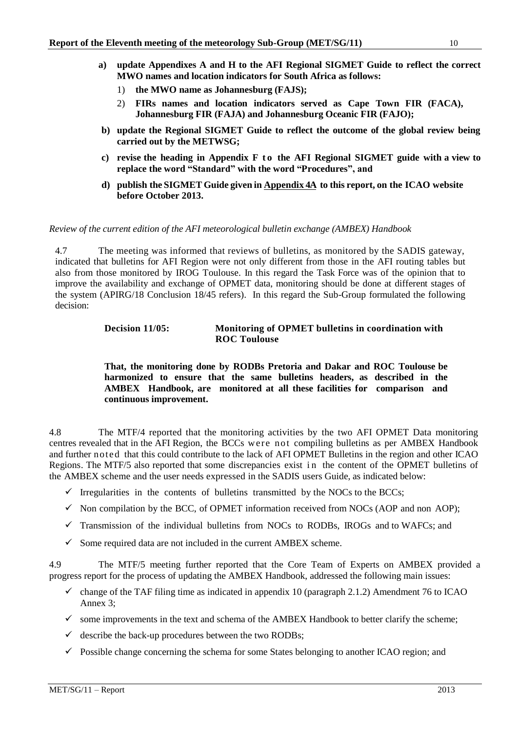**a) update Appendixes A and H to the AFI Regional SIGMET Guide to reflect the correct MWO names and location indicators for South Africa as follows:**

1) **the MWO name as Johannesburg (FAJS);**

2) **FIRs names and location indicators served as Cape Town FIR (FACA), Johannesburg FIR (FAJA) and Johannesburg Oceanic FIR (FAJO);**

**b) update the Regional SIGMET Guide to reflect the outcome of the global review being carried out by the METWSG;**

**c) revise the heading in Appendix F to the AFI Regional SIGMET guide with a view to replace the word "Standard" with the word "Procedures", and**

**d) publish the SIGMET Guide given in Appendix 4A to this report, on the ICAO website before October 2013.**

*Review of the current edition of the AFI meteorological bulletin exchange (AMBEX) Handbook*

4.7 The meeting was informed that reviews of bulletins, as monitored by the SADIS gateway, indicated that bulletins for AFI Region were not only different from those in the AFI routing tables but also from those monitored by IROG Toulouse. In this regard the Task Force was of the opinion that to improve the availability and exchange of OPMET data, monitoring should be done at different stages of the system (APIRG/18 Conclusion 18/45 refers). In this regard the Sub-Group formulated the following decision:

**Decision 11/05: Monitoring of OPMET bulletins in coordination with ROC Toulouse**

**That, the monitoring done by RODBs Pretoria and Dakar and ROC Toulouse be harmonized to ensure that the same bulletins headers, as described in the AMBEX Handbook, are monitored at all these facilities for comparison and continuous improvement.**

4.8 The MTF/4 reported that the monitoring activities by the two AFI OPMET Data monitoring centres revealed that in the AFI Region, the BCCs were not compiling bulletins as per AMBEX Handbook and further noted that this could contribute to the lack of AFI OPMET Bulletins in the region and other ICAO Regions. The MTF/5 also reported that some discrepancies exist in the content of the OPMET bulletins of the AMBEX scheme and the user needs expressed in the SADIS users Guide, as indicated below:

- ✓ Irregularities in the contents of bulletins transmitted by the NOCs to the BCCs;
- ✓ Non compilation by the BCC, of OPMET information received from NOCs (AOP and non AOP);
- ✓ Transmission of the individual bulletins from NOCs to RODBs, IROGs and to WAFCs; and
- ✓ Some required data are not included in the current AMBEX scheme.

4.9 The MTF/5 meeting further reported that the Core Team of Experts on AMBEX provided a progress report for the process of updating the AMBEX Handbook, addressed the following main issues:

- ✓ change of the TAF filing time as indicated in appendix 10 (paragraph 2.1.2) Amendment 76 to ICAO Annex 3;
- ✓ some improvements in the text and schema of the AMBEX Handbook to better clarify the scheme;
- ✓ describe the back-up procedures between the two RODBs;
- ✓ Possible change concerning the schema for some States belonging to another ICAO region; and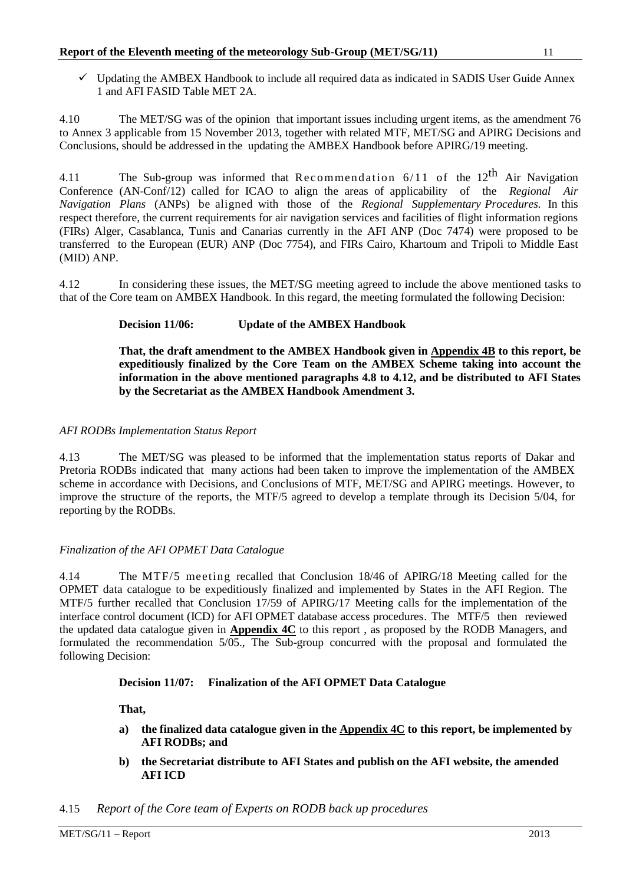- ✓ Updating the AMBEX Handbook to include all required data as indicated in SADIS User Guide Annex 1 and AFI FASID Table MET 2A.

4.10 The MET/SG was of the opinion that important issues including urgent items, as the amendment 76 to Annex 3 applicable from 15 November 2013, together with related MTF, MET/SG and APIRG Decisions and Conclusions, should be addressed in the updating the AMBEX Handbook before APIRG/19 meeting.

4.11 The Sub-group was informed that Recommendation 6/11 of the 12th Air Navigation Conference (AN-Conf/12) called for ICAO to align the areas of applicability of the *Regional Air Navigation Plans* (ANPs) be aligned with those of the *Regional Supplementary Procedures.* In this respect therefore, the current requirements for air navigation services and facilities of flight information regions (FIRs) Alger, Casablanca, Tunis and Canarias currently in the AFI ANP (Doc 7474) were proposed to be transferred to the European (EUR) ANP (Doc 7754), and FIRs Cairo, Khartoum and Tripoli to Middle East (MID) ANP.

4.12 In considering these issues, the MET/SG meeting agreed to include the above mentioned tasks to that of the Core team on AMBEX Handbook. In this regard, the meeting formulated the following Decision:

**Decision 11/06: Update of the AMBEX Handbook**

**That, the draft amendment to the AMBEX Handbook given in <u>Appendix 4B</u> to this report, be expeditiously finalized by the Core Team on the AMBEX Scheme taking into account the information in the above mentioned paragraphs 4.8 to 4.12, and be distributed to AFI States by the Secretariat as the AMBEX Handbook Amendment 3.**

*AFI RODBs Implementation Status Report*

4.13 The MET/SG was pleased to be informed that the implementation status reports of Dakar and Pretoria RODBs indicated that many actions had been taken to improve the implementation of the AMBEX scheme in accordance with Decisions, and Conclusions of MTF, MET/SG and APIRG meetings. However, to improve the structure of the reports, the MTF/5 agreed to develop a template through its Decision 5/04, for reporting by the RODBs.

*Finalization of the AFI OPMET Data Catalogue*

4.14 The MTF/5 meeting recalled that Conclusion 18/46 of APIRG/18 Meeting called for the OPMET data catalogue to be expeditiously finalized and implemented by States in the AFI Region. The MTF/5 further recalled that Conclusion 17/59 of APIRG/17 Meeting calls for the implementation of the interface control document (ICD) for AFI OPMET database access procedures. The MTF/5 then reviewed the updated data catalogue given in **<u>Appendix 4C</u>** to this report , as proposed by the RODB Managers, and formulated the recommendation 5/05., The Sub-group concurred with the proposal and formulated the following Decision:

**Decision 11/07: Finalization of the AFI OPMET Data Catalogue**

**That,**

**a) the finalized data catalogue given in the <u>Appendix 4C</u> to this report, be implemented by AFI RODBs; and**

**b) the Secretariat distribute to AFI States and publish on the AFI website, the amended AFI ICD**

4.15 *Report of the Core team of Experts on RODB back up procedures*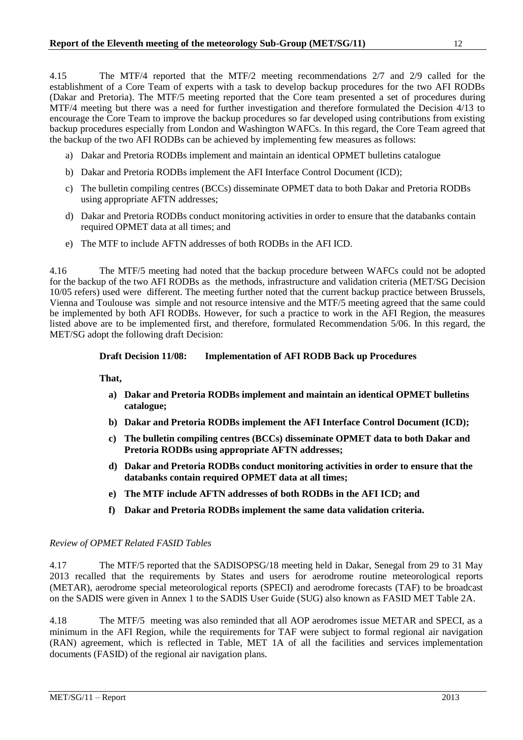4.15 The MTF/4 reported that the MTF/2 meeting recommendations 2/7 and 2/9 called for the establishment of a Core Team of experts with a task to develop backup procedures for the two AFI RODBs (Dakar and Pretoria). The MTF/5 meeting reported that the Core team presented a set of procedures during MTF/4 meeting but there was a need for further investigation and therefore formulated the Decision 4/13 to encourage the Core Team to improve the backup procedures so far developed using contributions from existing backup procedures especially from London and Washington WAFCs. In this regard, the Core Team agreed that the backup of the two AFI RODBs can be achieved by implementing few measures as follows:

a) Dakar and Pretoria RODBs implement and maintain an identical OPMET bulletins catalogue
b) Dakar and Pretoria RODBs implement the AFI Interface Control Document (ICD);
c) The bulletin compiling centres (BCCs) disseminate OPMET data to both Dakar and Pretoria RODBs using appropriate AFTN addresses;
d) Dakar and Pretoria RODBs conduct monitoring activities in order to ensure that the databanks contain required OPMET data at all times; and
e) The MTF to include AFTN addresses of both RODBs in the AFI ICD.

4.16 The MTF/5 meeting had noted that the backup procedure between WAFCs could not be adopted for the backup of the two AFI RODBs as the methods, infrastructure and validation criteria (MET/SG Decision 10/05 refers) used were different. The meeting further noted that the current backup practice between Brussels, Vienna and Toulouse was simple and not resource intensive and the MTF/5 meeting agreed that the same could be implemented by both AFI RODBs. However, for such a practice to work in the AFI Region, the measures listed above are to be implemented first, and therefore, formulated Recommendation 5/06. In this regard, the MET/SG adopt the following draft Decision:

**Draft Decision 11/08: Implementation of AFI RODB Back up Procedures**

**That,**

**a) Dakar and Pretoria RODBs implement and maintain an identical OPMET bulletins catalogue;**
**b) Dakar and Pretoria RODBs implement the AFI Interface Control Document (ICD);**
**c) The bulletin compiling centres (BCCs) disseminate OPMET data to both Dakar and Pretoria RODBs using appropriate AFTN addresses;**
**d) Dakar and Pretoria RODBs conduct monitoring activities in order to ensure that the databanks contain required OPMET data at all times;**
**e) The MTF include AFTN addresses of both RODBs in the AFI ICD; and**
**f) Dakar and Pretoria RODBs implement the same data validation criteria.**

*Review of OPMET Related FASID Tables*

4.17 The MTF/5 reported that the SADISOPSG/18 meeting held in Dakar, Senegal from 29 to 31 May 2013 recalled that the requirements by States and users for aerodrome routine meteorological reports (METAR), aerodrome special meteorological reports (SPECI) and aerodrome forecasts (TAF) to be broadcast on the SADIS were given in Annex 1 to the SADIS User Guide (SUG) also known as FASID MET Table 2A.

4.18 The MTF/5 meeting was also reminded that all AOP aerodromes issue METAR and SPECI, as a minimum in the AFI Region, while the requirements for TAF were subject to formal regional air navigation (RAN) agreement, which is reflected in Table, MET 1A of all the facilities and services implementation documents (FASID) of the regional air navigation plans.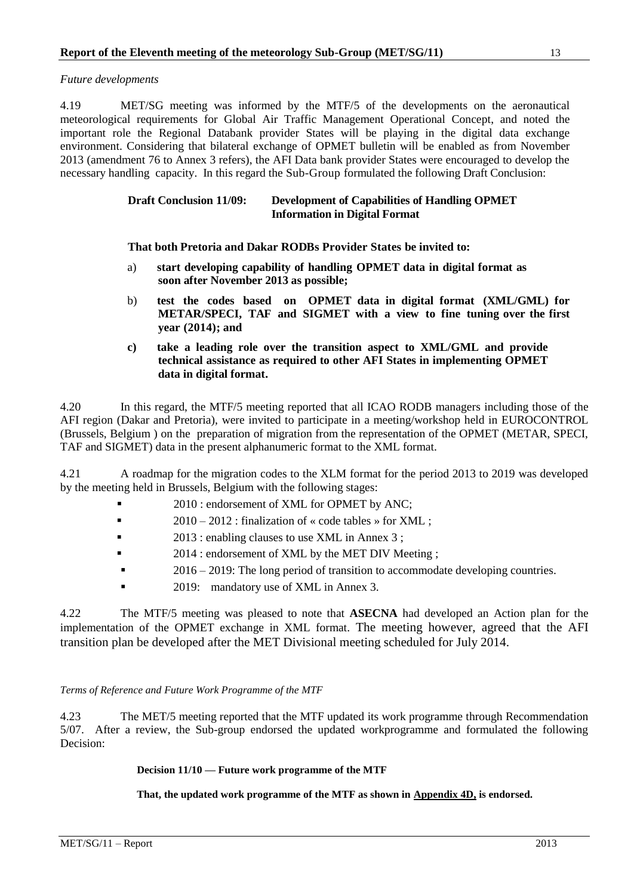*Future developments*

4.19 MET/SG meeting was informed by the MTF/5 of the developments on the aeronautical meteorological requirements for Global Air Traffic Management Operational Concept, and noted the important role the Regional Databank provider States will be playing in the digital data exchange environment. Considering that bilateral exchange of OPMET bulletin will be enabled as from November 2013 (amendment 76 to Annex 3 refers), the AFI Data bank provider States were encouraged to develop the necessary handling capacity. In this regard the Sub-Group formulated the following Draft Conclusion:

**Draft Conclusion 11/09: Development of Capabilities of Handling OPMET Information in Digital Format**

**That both Pretoria and Dakar RODBs Provider States be invited to:**

a) **start developing capability of handling OPMET data in digital format as soon after November 2013 as possible;**

b) **test the codes based on OPMET data in digital format (XML/GML) for METAR/SPECI, TAF and SIGMET with a view to fine tuning over the first year (2014); and**

**c) take a leading role over the transition aspect to XML/GML and provide technical assistance as required to other AFI States in implementing OPMET data in digital format.**

4.20 In this regard, the MTF/5 meeting reported that all ICAO RODB managers including those of the AFI region (Dakar and Pretoria), were invited to participate in a meeting/workshop held in EUROCONTROL (Brussels, Belgium ) on the preparation of migration from the representation of the OPMET (METAR, SPECI, TAF and SIGMET) data in the present alphanumeric format to the XML format.

4.21 A roadmap for the migration codes to the XLM format for the period 2013 to 2019 was developed by the meeting held in Brussels, Belgium with the following stages:

- 2010 : endorsement of XML for OPMET by ANC;
- 2010 – 2012 : finalization of « code tables » for XML ;
- 2013 : enabling clauses to use XML in Annex 3 ;
- 2014 : endorsement of XML by the MET DIV Meeting ;
- 2016 – 2019: The long period of transition to accommodate developing countries.
- 2019: mandatory use of XML in Annex 3.

4.22 The MTF/5 meeting was pleased to note that **ASECNA** had developed an Action plan for the implementation of the OPMET exchange in XML format. The meeting however, agreed that the AFI transition plan be developed after the MET Divisional meeting scheduled for July 2014.

*Terms of Reference and Future Work Programme of the MTF*

4.23 The MET/5 meeting reported that the MTF updated its work programme through Recommendation 5/07. After a review, the Sub-group endorsed the updated workprogramme and formulated the following Decision:

**Decision 11/10 — Future work programme of the MTF**

**That, the updated work programme of the MTF as shown in Appendix 4D, is endorsed.**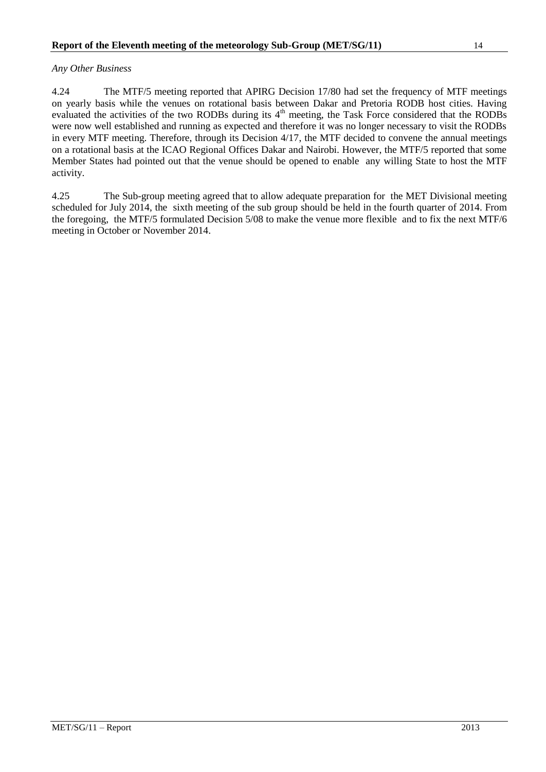*Any Other Business*

4.24 The MTF/5 meeting reported that APIRG Decision 17/80 had set the frequency of MTF meetings on yearly basis while the venues on rotational basis between Dakar and Pretoria RODB host cities. Having evaluated the activities of the two RODBs during its 4th meeting, the Task Force considered that the RODBs were now well established and running as expected and therefore it was no longer necessary to visit the RODBs in every MTF meeting. Therefore, through its Decision 4/17, the MTF decided to convene the annual meetings on a rotational basis at the ICAO Regional Offices Dakar and Nairobi. However, the MTF/5 reported that some Member States had pointed out that the venue should be opened to enable any willing State to host the MTF activity.

4.25 The Sub-group meeting agreed that to allow adequate preparation for the MET Divisional meeting scheduled for July 2014, the sixth meeting of the sub group should be held in the fourth quarter of 2014. From the foregoing, the MTF/5 formulated Decision 5/08 to make the venue more flexible and to fix the next MTF/6 meeting in October or November 2014.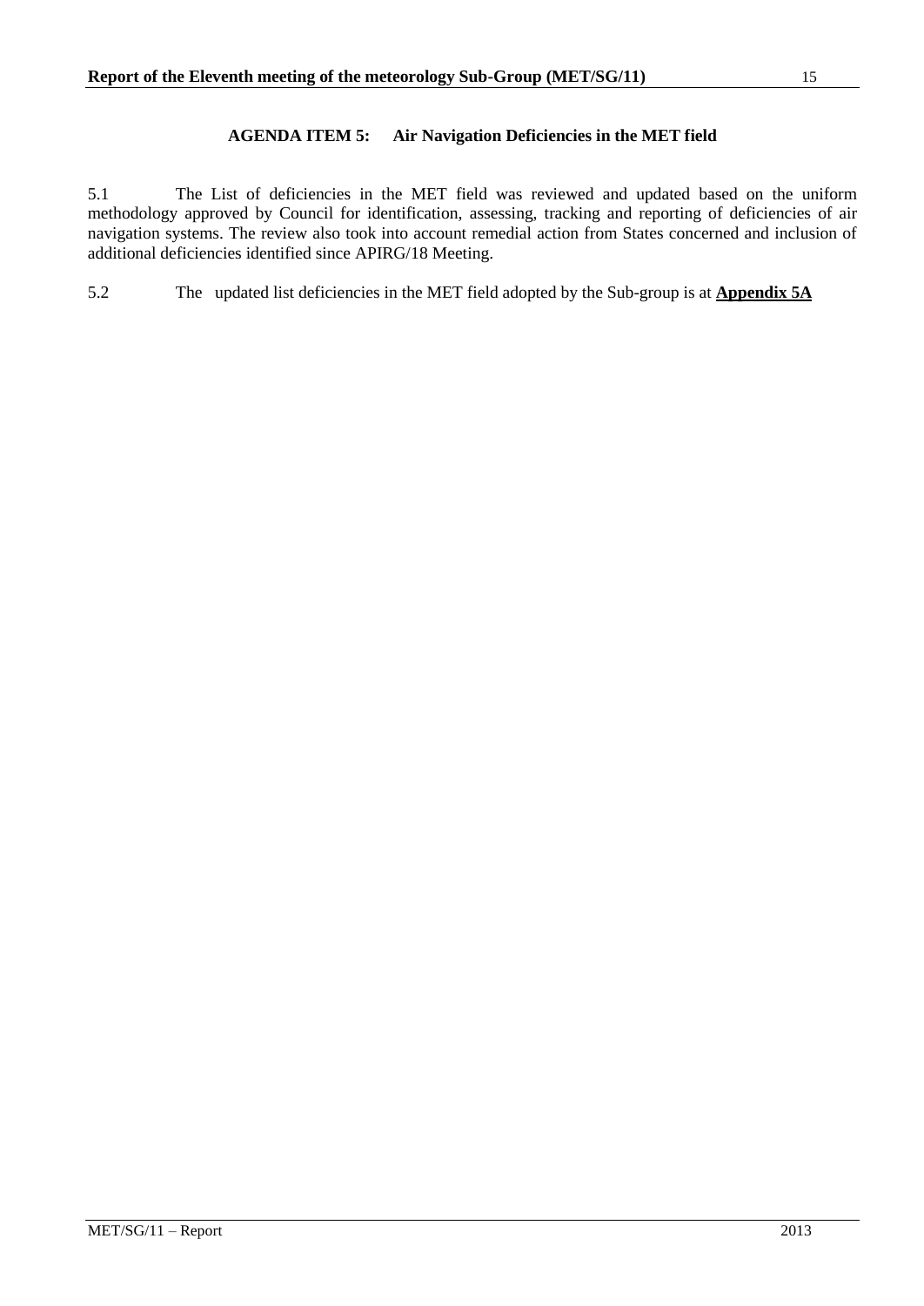## AGENDA ITEM 5: Air Navigation Deficiencies in the MET field

5.1 The List of deficiencies in the MET field was reviewed and updated based on the uniform methodology approved by Council for identification, assessing, tracking and reporting of deficiencies of air navigation systems. The review also took into account remedial action from States concerned and inclusion of additional deficiencies identified since APIRG/18 Meeting.

5.2 The updated list deficiencies in the MET field adopted by the Sub-group is at **Appendix 5A**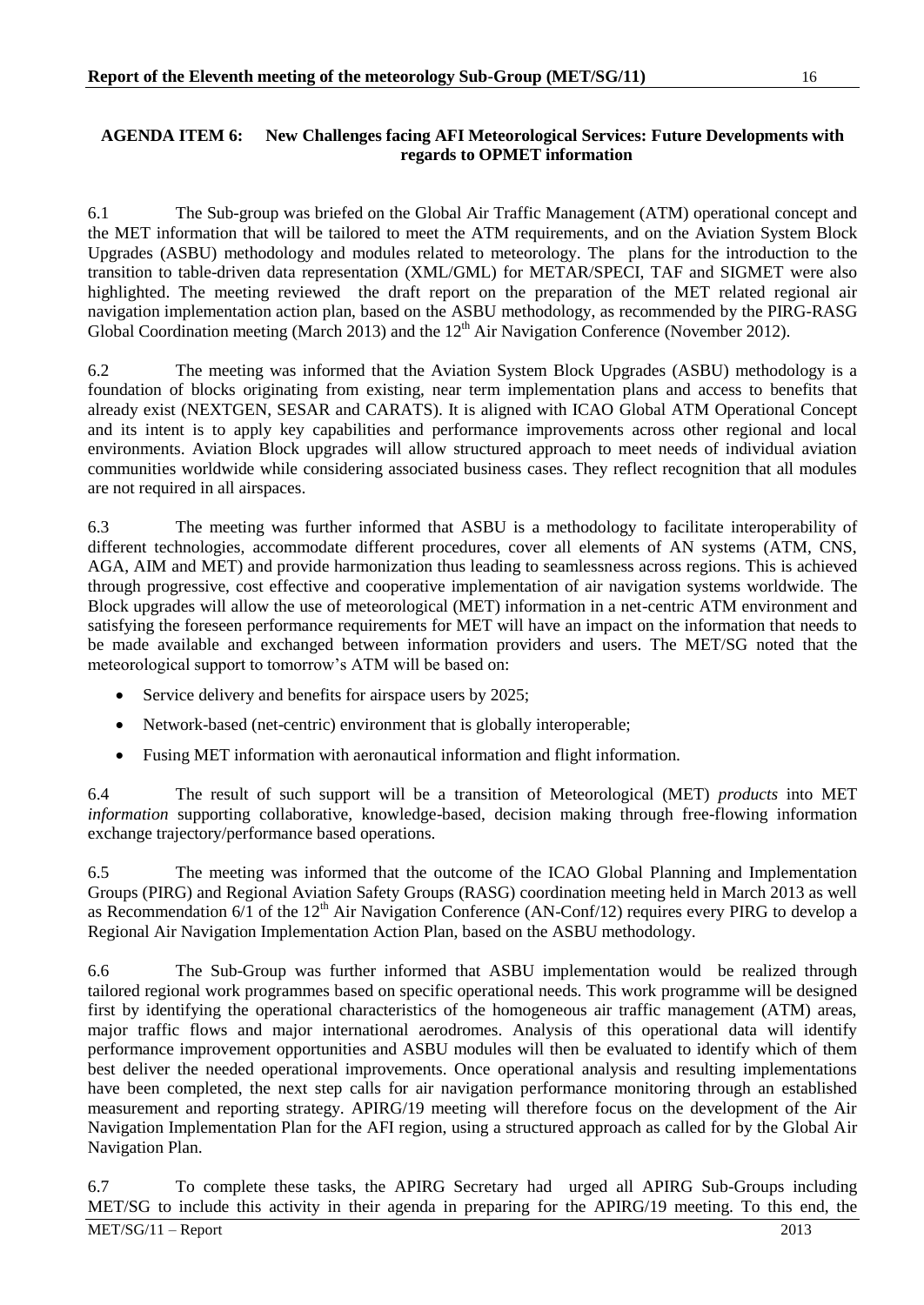**AGENDA ITEM 6: New Challenges facing AFI Meteorological Services: Future Developments with regards to OPMET information**

6.1 The Sub-group was briefed on the Global Air Traffic Management (ATM) operational concept and the MET information that will be tailored to meet the ATM requirements, and on the Aviation System Block Upgrades (ASBU) methodology and modules related to meteorology. The plans for the introduction to the transition to table-driven data representation (XML/GML) for METAR/SPECI, TAF and SIGMET were also highlighted. The meeting reviewed the draft report on the preparation of the MET related regional air navigation implementation action plan, based on the ASBU methodology, as recommended by the PIRG-RASG Global Coordination meeting (March 2013) and the 12th Air Navigation Conference (November 2012).

6.2 The meeting was informed that the Aviation System Block Upgrades (ASBU) methodology is a foundation of blocks originating from existing, near term implementation plans and access to benefits that already exist (NEXTGEN, SESAR and CARATS). It is aligned with ICAO Global ATM Operational Concept and its intent is to apply key capabilities and performance improvements across other regional and local environments. Aviation Block upgrades will allow structured approach to meet needs of individual aviation communities worldwide while considering associated business cases. They reflect recognition that all modules are not required in all airspaces.

6.3 The meeting was further informed that ASBU is a methodology to facilitate interoperability of different technologies, accommodate different procedures, cover all elements of AN systems (ATM, CNS, AGA, AIM and MET) and provide harmonization thus leading to seamlessness across regions. This is achieved through progressive, cost effective and cooperative implementation of air navigation systems worldwide. The Block upgrades will allow the use of meteorological (MET) information in a net-centric ATM environment and satisfying the foreseen performance requirements for MET will have an impact on the information that needs to be made available and exchanged between information providers and users. The MET/SG noted that the meteorological support to tomorrow's ATM will be based on:

- Service delivery and benefits for airspace users by 2025;
- Network-based (net-centric) environment that is globally interoperable;
- Fusing MET information with aeronautical information and flight information.

6.4 The result of such support will be a transition of Meteorological (MET) *products* into MET *information* supporting collaborative, knowledge-based, decision making through free-flowing information exchange trajectory/performance based operations.

6.5 The meeting was informed that the outcome of the ICAO Global Planning and Implementation Groups (PIRG) and Regional Aviation Safety Groups (RASG) coordination meeting held in March 2013 as well as Recommendation 6/1 of the 12th Air Navigation Conference (AN-Conf/12) requires every PIRG to develop a Regional Air Navigation Implementation Action Plan, based on the ASBU methodology.

6.6 The Sub-Group was further informed that ASBU implementation would be realized through tailored regional work programmes based on specific operational needs. This work programme will be designed first by identifying the operational characteristics of the homogeneous air traffic management (ATM) areas, major traffic flows and major international aerodromes. Analysis of this operational data will identify performance improvement opportunities and ASBU modules will then be evaluated to identify which of them best deliver the needed operational improvements. Once operational analysis and resulting implementations have been completed, the next step calls for air navigation performance monitoring through an established measurement and reporting strategy. APIRG/19 meeting will therefore focus on the development of the Air Navigation Implementation Plan for the AFI region, using a structured approach as called for by the Global Air Navigation Plan.

6.7 To complete these tasks, the APIRG Secretary had urged all APIRG Sub-Groups including MET/SG to include this activity in their agenda in preparing for the APIRG/19 meeting. To this end, the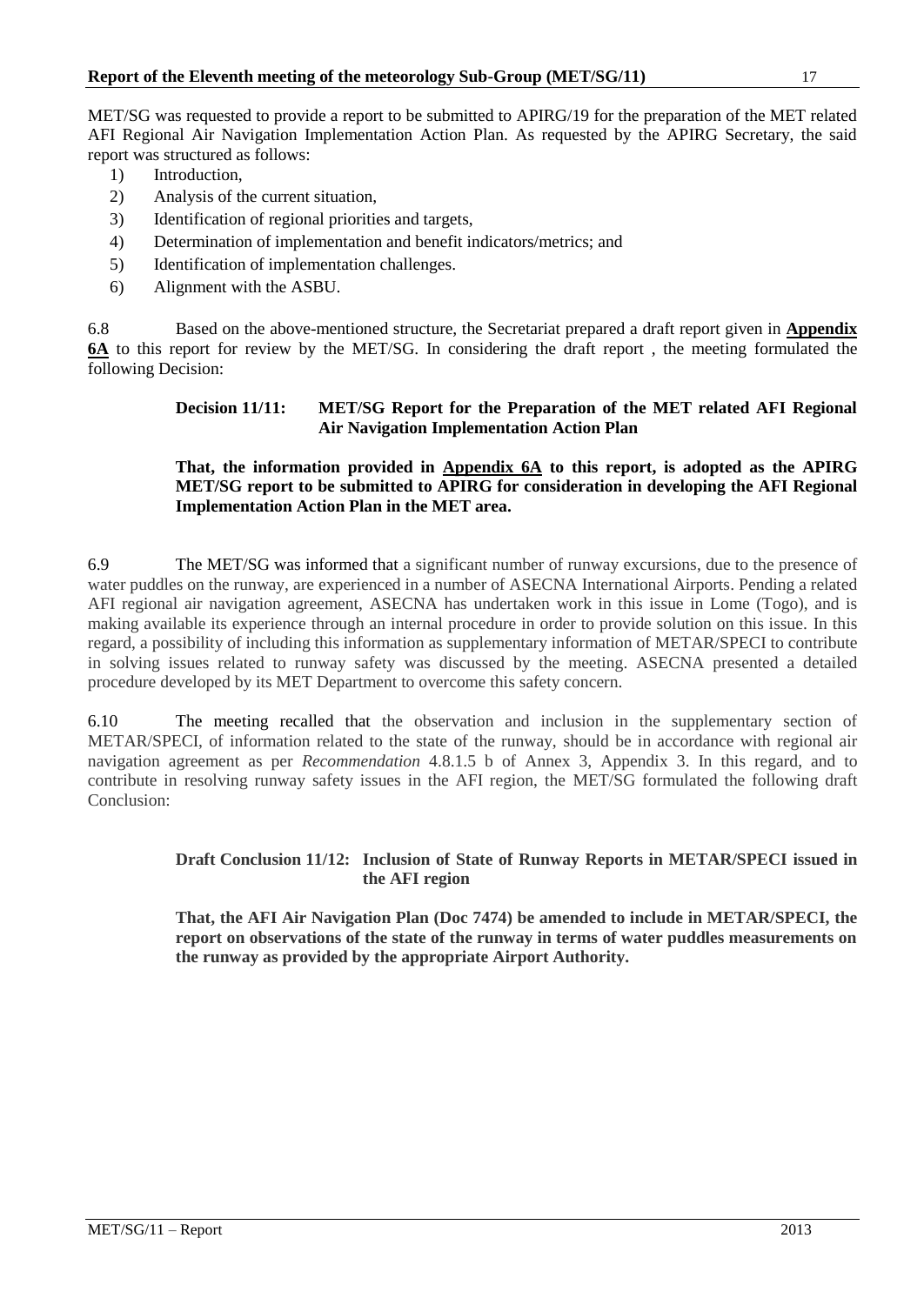MET/SG was requested to provide a report to be submitted to APIRG/19 for the preparation of the MET related AFI Regional Air Navigation Implementation Action Plan. As requested by the APIRG Secretary, the said report was structured as follows:

1) Introduction,
2) Analysis of the current situation,
3) Identification of regional priorities and targets,
4) Determination of implementation and benefit indicators/metrics; and
5) Identification of implementation challenges.
6) Alignment with the ASBU.

6.8 Based on the above-mentioned structure, the Secretariat prepared a draft report given in **Appendix 6A** to this report for review by the MET/SG. In considering the draft report , the meeting formulated the following Decision:

> **Decision 11/11: MET/SG Report for the Preparation of the MET related AFI Regional Air Navigation Implementation Action Plan**
>
> **That, the information provided in Appendix 6A to this report, is adopted as the APIRG MET/SG report to be submitted to APIRG for consideration in developing the AFI Regional Implementation Action Plan in the MET area.**

6.9 The MET/SG was informed that a significant number of runway excursions, due to the presence of water puddles on the runway, are experienced in a number of ASECNA International Airports. Pending a related AFI regional air navigation agreement, ASECNA has undertaken work in this issue in Lome (Togo), and is making available its experience through an internal procedure in order to provide solution on this issue. In this regard, a possibility of including this information as supplementary information of METAR/SPECI to contribute in solving issues related to runway safety was discussed by the meeting. ASECNA presented a detailed procedure developed by its MET Department to overcome this safety concern.

6.10 The meeting recalled that the observation and inclusion in the supplementary section of METAR/SPECI, of information related to the state of the runway, should be in accordance with regional air navigation agreement as per *Recommendation* 4.8.1.5 b of Annex 3, Appendix 3. In this regard, and to contribute in resolving runway safety issues in the AFI region, the MET/SG formulated the following draft Conclusion:

> **Draft Conclusion 11/12: Inclusion of State of Runway Reports in METAR/SPECI issued in the AFI region**
>
> **That, the AFI Air Navigation Plan (Doc 7474) be amended to include in METAR/SPECI, the report on observations of the state of the runway in terms of water puddles measurements on the runway as provided by the appropriate Airport Authority.**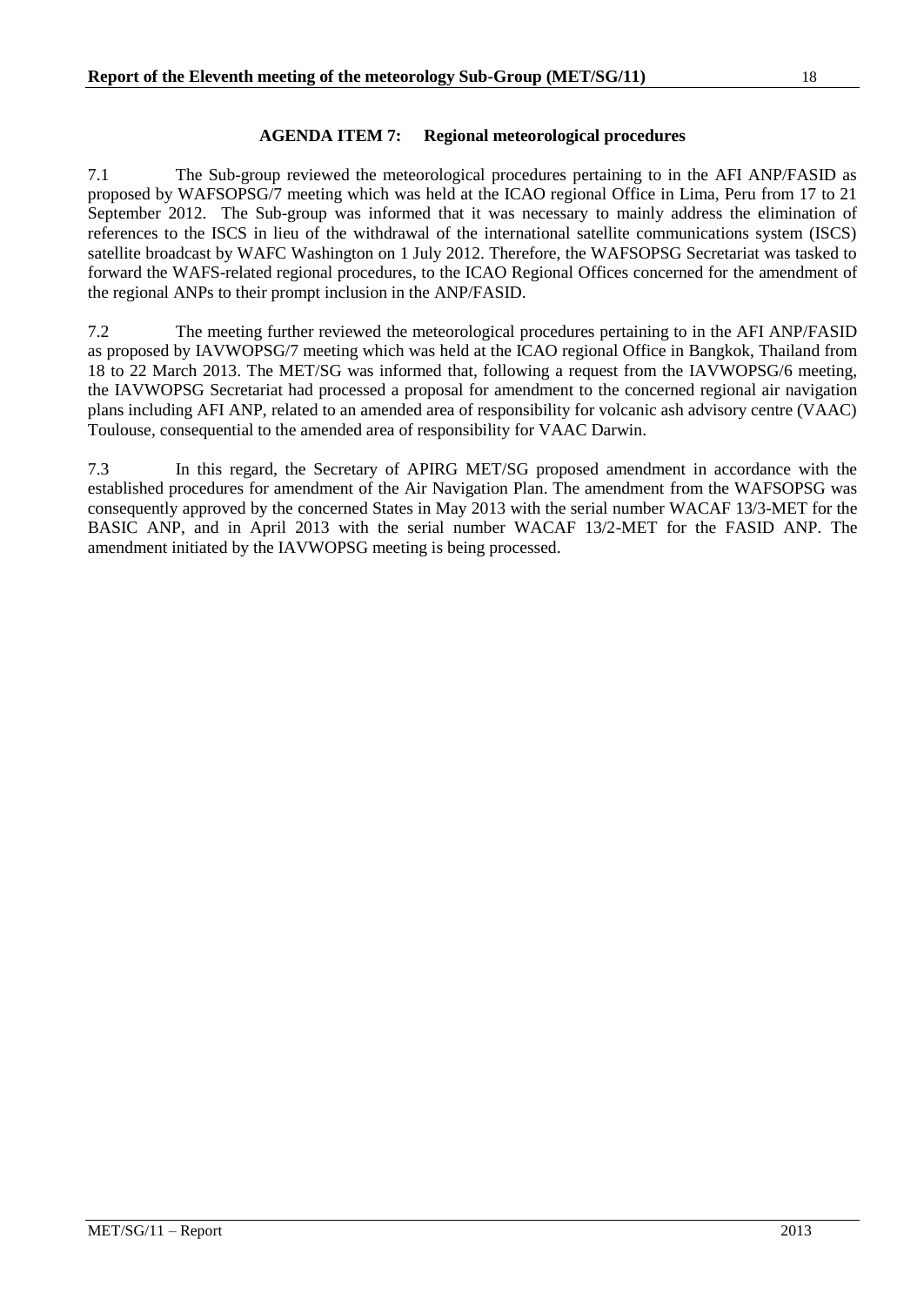**AGENDA ITEM 7: Regional meteorological procedures**

7.1 The Sub-group reviewed the meteorological procedures pertaining to in the AFI ANP/FASID as proposed by WAFSOPSG/7 meeting which was held at the ICAO regional Office in Lima, Peru from 17 to 21 September 2012. The Sub-group was informed that it was necessary to mainly address the elimination of references to the ISCS in lieu of the withdrawal of the international satellite communications system (ISCS) satellite broadcast by WAFC Washington on 1 July 2012. Therefore, the WAFSOPSG Secretariat was tasked to forward the WAFS-related regional procedures, to the ICAO Regional Offices concerned for the amendment of the regional ANPs to their prompt inclusion in the ANP/FASID.

7.2 The meeting further reviewed the meteorological procedures pertaining to in the AFI ANP/FASID as proposed by IAVWOPSG/7 meeting which was held at the ICAO regional Office in Bangkok, Thailand from 18 to 22 March 2013. The MET/SG was informed that, following a request from the IAVWOPSG/6 meeting, the IAVWOPSG Secretariat had processed a proposal for amendment to the concerned regional air navigation plans including AFI ANP, related to an amended area of responsibility for volcanic ash advisory centre (VAAC) Toulouse, consequential to the amended area of responsibility for VAAC Darwin.

7.3 In this regard, the Secretary of APIRG MET/SG proposed amendment in accordance with the established procedures for amendment of the Air Navigation Plan. The amendment from the WAFSOPSG was consequently approved by the concerned States in May 2013 with the serial number WACAF 13/3-MET for the BASIC ANP, and in April 2013 with the serial number WACAF 13/2-MET for the FASID ANP. The amendment initiated by the IAVWOPSG meeting is being processed.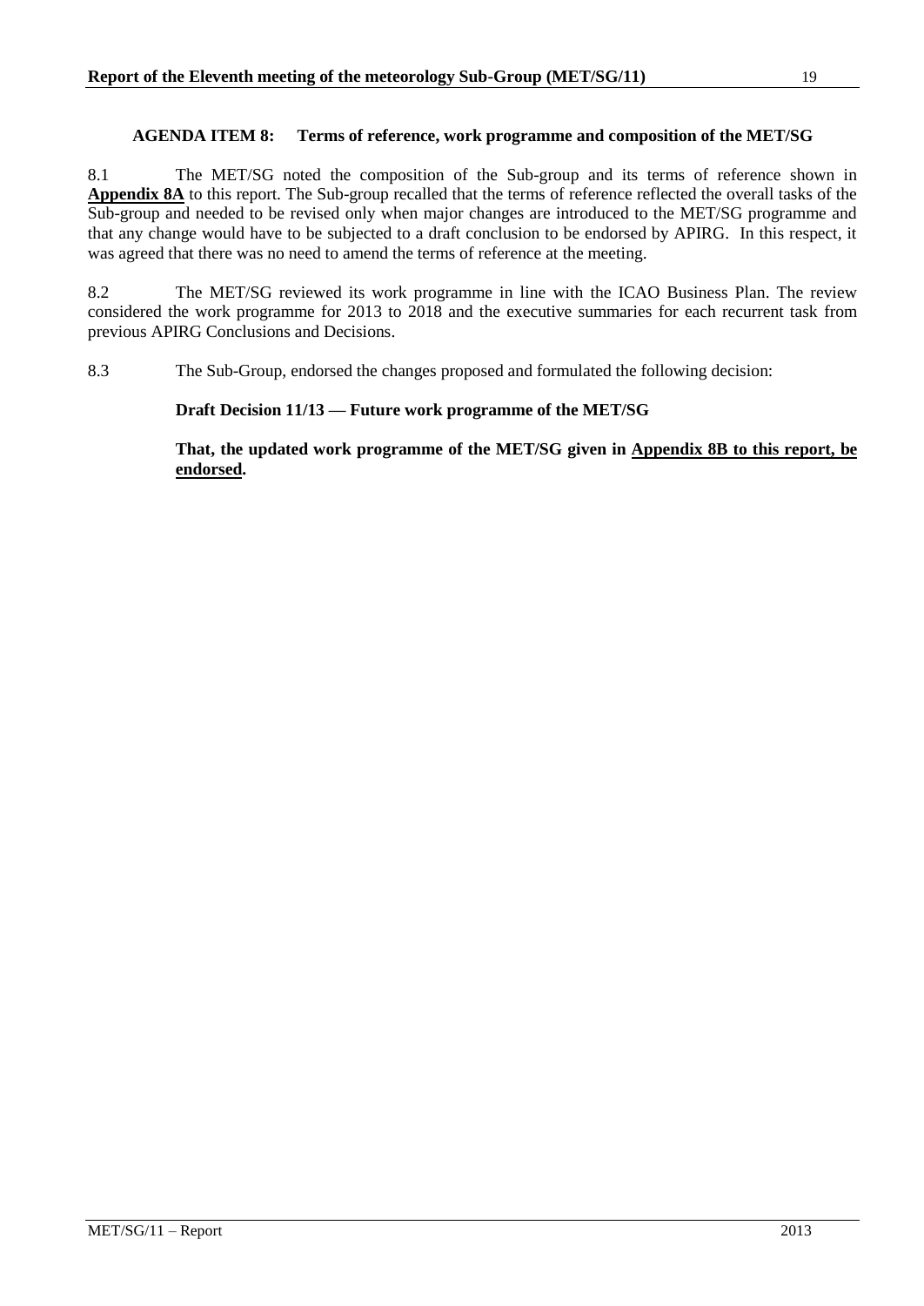## AGENDA ITEM 8: Terms of reference, work programme and composition of the MET/SG

8.1 The MET/SG noted the composition of the Sub-group and its terms of reference shown in **Appendix 8A** to this report. The Sub-group recalled that the terms of reference reflected the overall tasks of the Sub-group and needed to be revised only when major changes are introduced to the MET/SG programme and that any change would have to be subjected to a draft conclusion to be endorsed by APIRG. In this respect, it was agreed that there was no need to amend the terms of reference at the meeting.

8.2 The MET/SG reviewed its work programme in line with the ICAO Business Plan. The review considered the work programme for 2013 to 2018 and the executive summaries for each recurrent task from previous APIRG Conclusions and Decisions.

8.3 The Sub-Group, endorsed the changes proposed and formulated the following decision:

**Draft Decision 11/13 — Future work programme of the MET/SG**

**That, the updated work programme of the MET/SG given in Appendix 8B to this report, be endorsed.**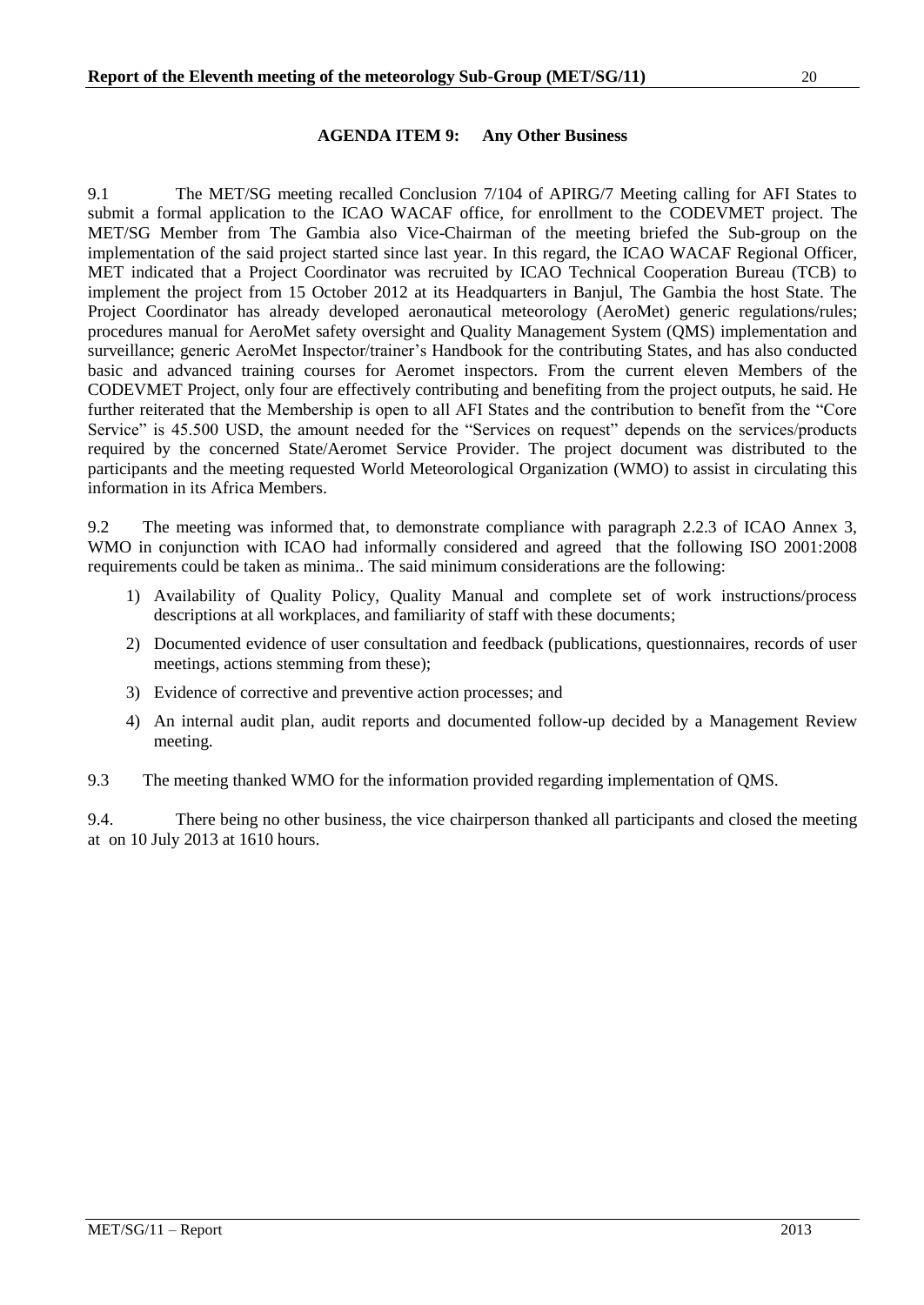**AGENDA ITEM 9: Any Other Business**

9.1 The MET/SG meeting recalled Conclusion 7/104 of APIRG/7 Meeting calling for AFI States to submit a formal application to the ICAO WACAF office, for enrollment to the CODEVMET project. The MET/SG Member from The Gambia also Vice-Chairman of the meeting briefed the Sub-group on the implementation of the said project started since last year. In this regard, the ICAO WACAF Regional Officer, MET indicated that a Project Coordinator was recruited by ICAO Technical Cooperation Bureau (TCB) to implement the project from 15 October 2012 at its Headquarters in Banjul, The Gambia the host State. The Project Coordinator has already developed aeronautical meteorology (AeroMet) generic regulations/rules; procedures manual for AeroMet safety oversight and Quality Management System (QMS) implementation and surveillance; generic AeroMet Inspector/trainer's Handbook for the contributing States, and has also conducted basic and advanced training courses for Aeromet inspectors. From the current eleven Members of the CODEVMET Project, only four are effectively contributing and benefiting from the project outputs, he said. He further reiterated that the Membership is open to all AFI States and the contribution to benefit from the "Core Service" is 45.500 USD, the amount needed for the "Services on request" depends on the services/products required by the concerned State/Aeromet Service Provider. The project document was distributed to the participants and the meeting requested World Meteorological Organization (WMO) to assist in circulating this information in its Africa Members.

9.2 The meeting was informed that, to demonstrate compliance with paragraph 2.2.3 of ICAO Annex 3, WMO in conjunction with ICAO had informally considered and agreed that the following ISO 2001:2008 requirements could be taken as minima.. The said minimum considerations are the following:

1) Availability of Quality Policy, Quality Manual and complete set of work instructions/process descriptions at all workplaces, and familiarity of staff with these documents;
2) Documented evidence of user consultation and feedback (publications, questionnaires, records of user meetings, actions stemming from these);
3) Evidence of corrective and preventive action processes; and
4) An internal audit plan, audit reports and documented follow-up decided by a Management Review meeting.

9.3 The meeting thanked WMO for the information provided regarding implementation of QMS.

9.4. There being no other business, the vice chairperson thanked all participants and closed the meeting at on 10 July 2013 at 1610 hours.